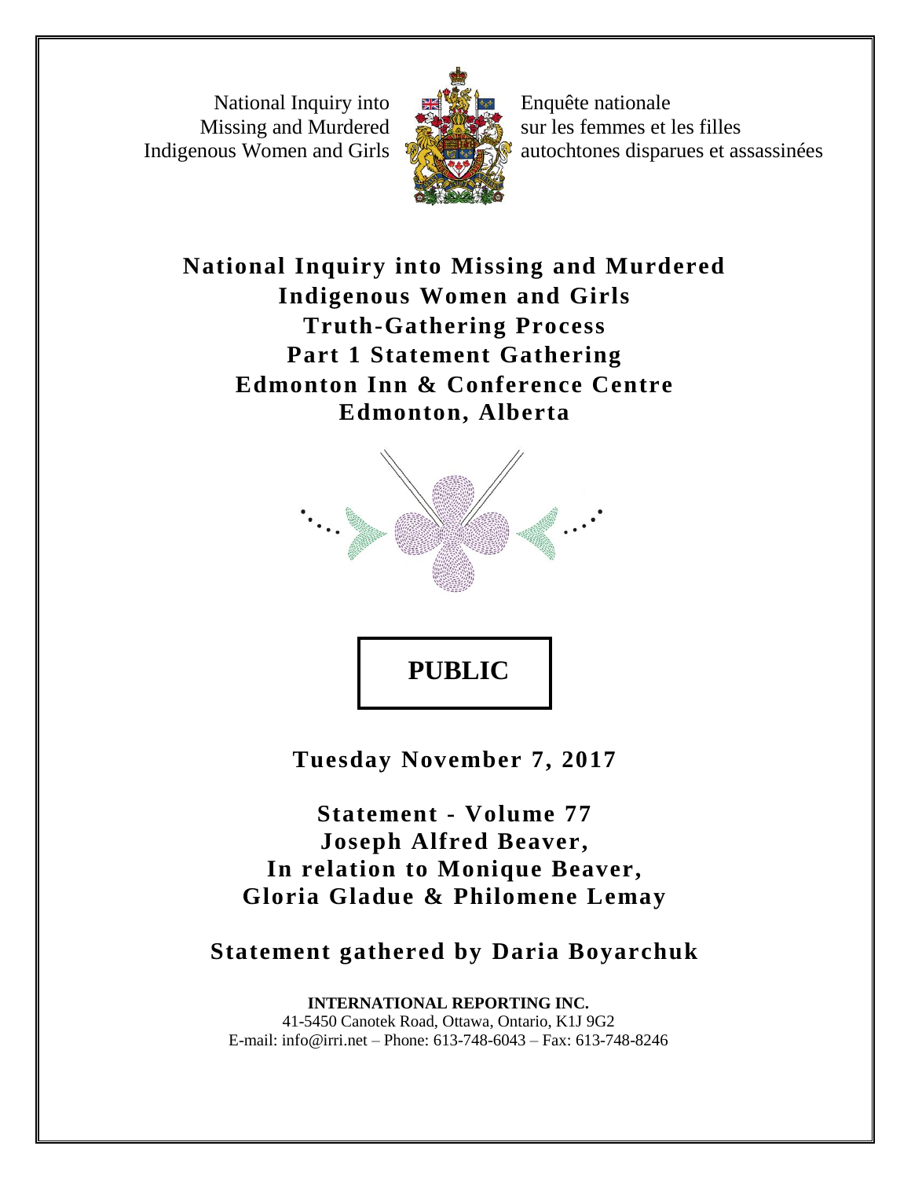National Inquiry into Missing and Murdered Indigenous Women and Girls

Enquête nationale sur les femmes et les filles autochtones disparues et assassinées

# National Inquiry into Missing and Murdered Indigenous Women and Girls
# Truth-Gathering Process
# Part 1 Statement Gathering
# Edmonton Inn & Conference Centre
# Edmonton, Alberta

**PUBLIC**

**Tuesday November 7, 2017**

**Statement - Volume 77**
**Joseph Alfred Beaver,**
**In relation to Monique Beaver,**
**Gloria Gladue & Philomene Lemay**

**Statement gathered by Daria Boyarchuk**

**INTERNATIONAL REPORTING INC.**
41-5450 Canotek Road, Ottawa, Ontario, K1J 9G2
E-mail: info@irri.net – Phone: 613-748-6043 – Fax: 613-748-8246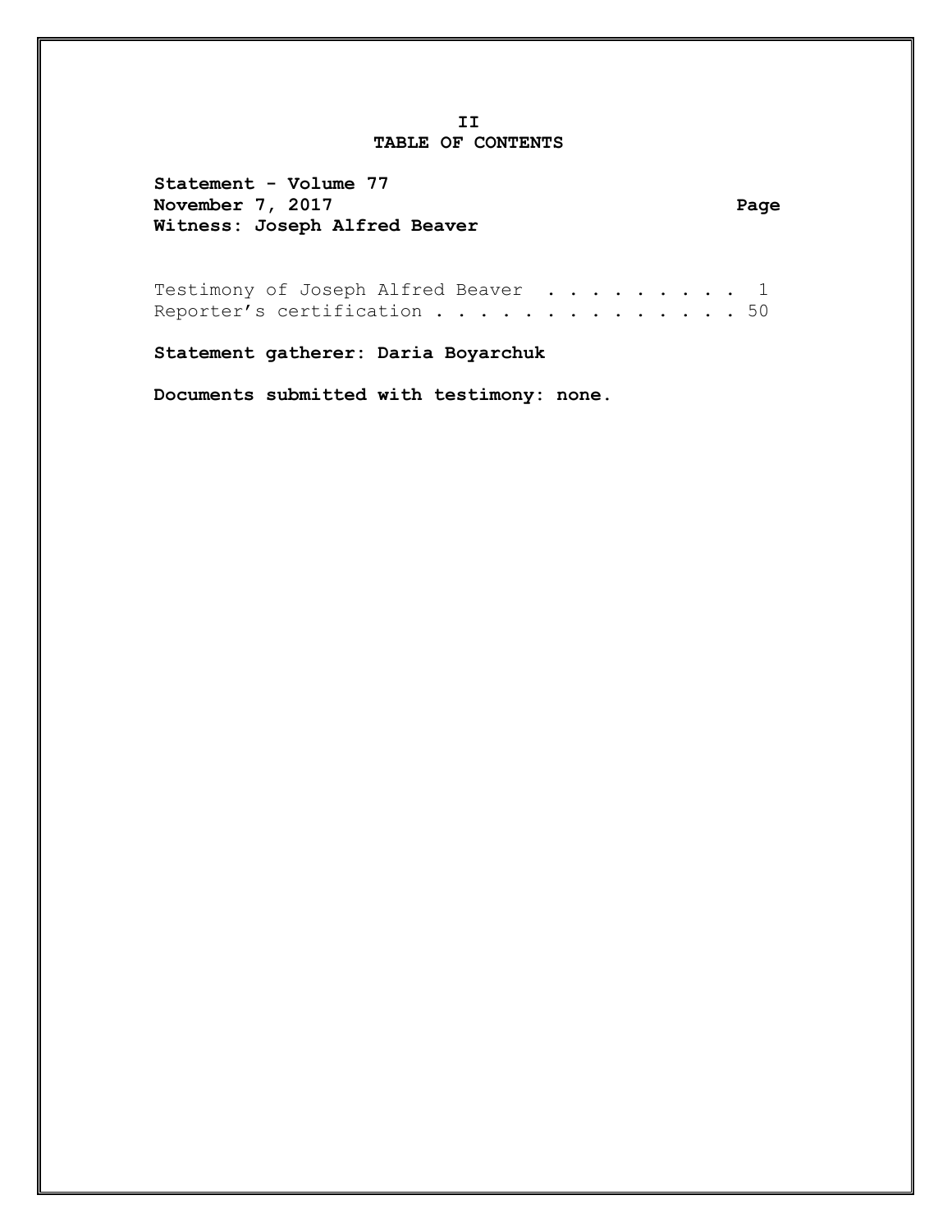# II
# TABLE OF CONTENTS

**Statement - Volume 77**
**November 7, 2017** **Page**
**Witness: Joseph Alfred Beaver**

| | Page |
|---|---|
| Testimony of Joseph Alfred Beaver | 1 |
| Reporter's certification | 50 |

**Statement gatherer: Daria Boyarchuk**

**Documents submitted with testimony: none.**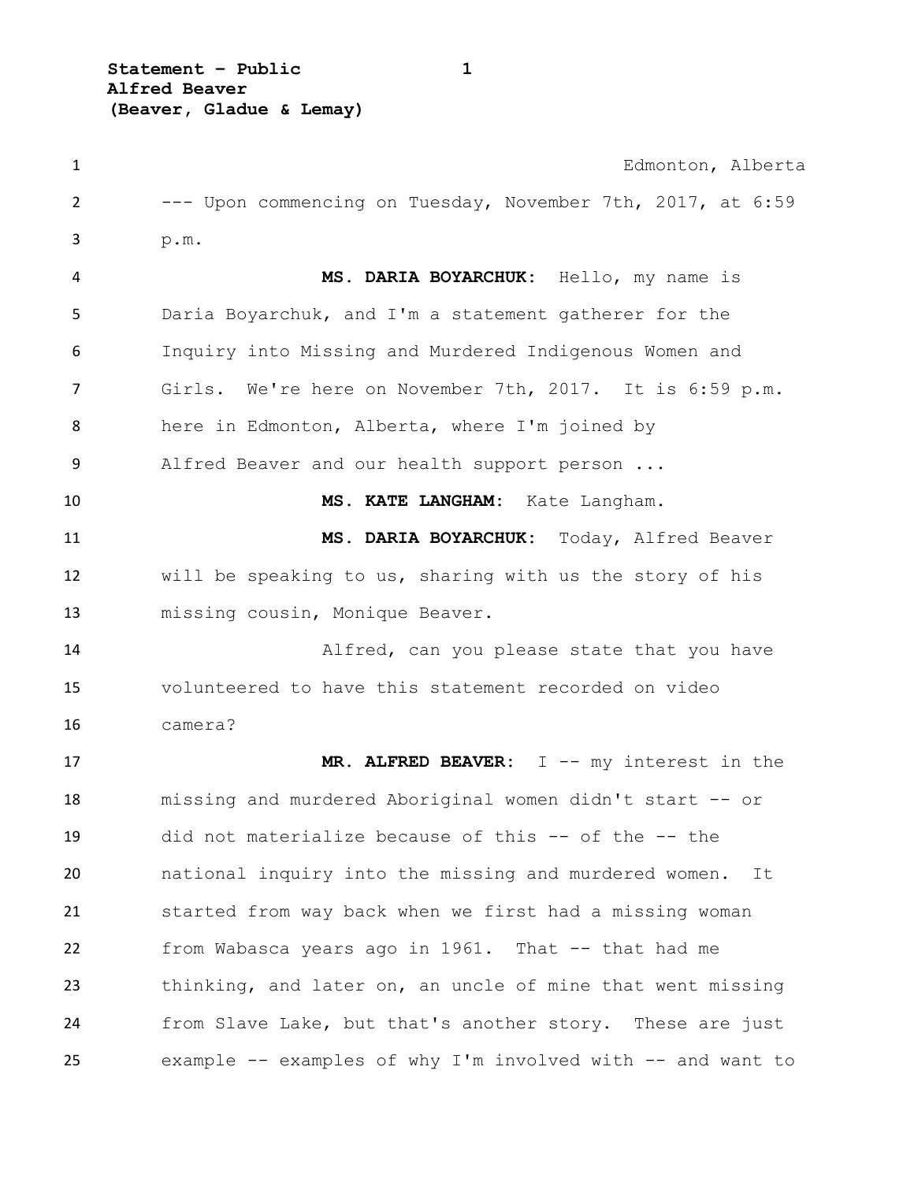Edmonton, Alberta

--- Upon commencing on Tuesday, November 7th, 2017, at 6:59 p.m.

**MS. DARIA BOYARCHUK:** Hello, my name is Daria Boyarchuk, and I'm a statement gatherer for the Inquiry into Missing and Murdered Indigenous Women and Girls. We're here on November 7th, 2017. It is 6:59 p.m. here in Edmonton, Alberta, where I'm joined by Alfred Beaver and our health support person ...

**MS. KATE LANGHAM:** Kate Langham.

**MS. DARIA BOYARCHUK:** Today, Alfred Beaver will be speaking to us, sharing with us the story of his missing cousin, Monique Beaver.

Alfred, can you please state that you have volunteered to have this statement recorded on video camera?

**MR. ALFRED BEAVER:** I -- my interest in the missing and murdered Aboriginal women didn't start -- or did not materialize because of this -- of the -- the national inquiry into the missing and murdered women. It started from way back when we first had a missing woman from Wabasca years ago in 1961. That -- that had me thinking, and later on, an uncle of mine that went missing from Slave Lake, but that's another story. These are just example -- examples of why I'm involved with -- and want to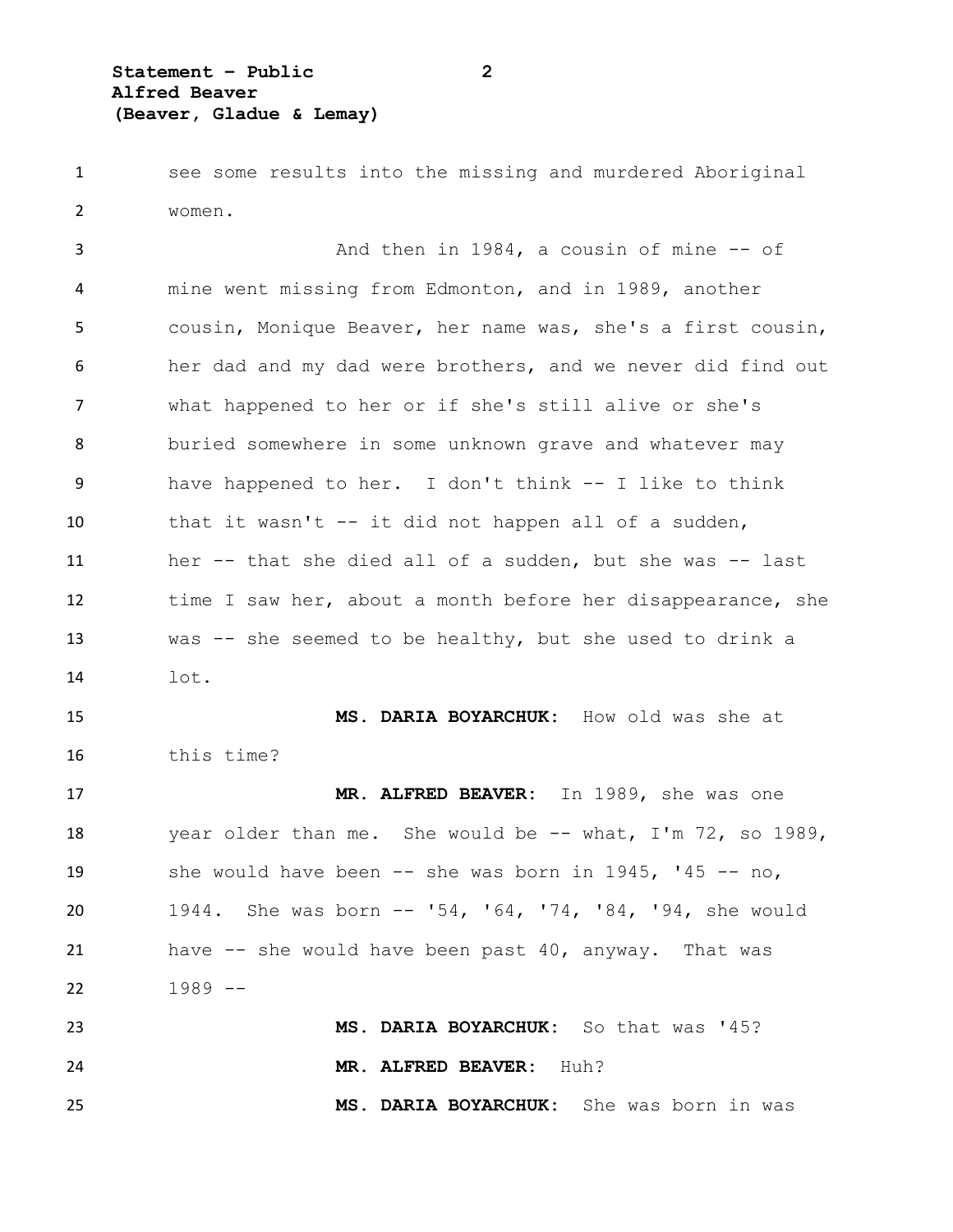see some results into the missing and murdered Aboriginal women.

And then in 1984, a cousin of mine -- of mine went missing from Edmonton, and in 1989, another cousin, Monique Beaver, her name was, she's a first cousin, her dad and my dad were brothers, and we never did find out what happened to her or if she's still alive or she's buried somewhere in some unknown grave and whatever may have happened to her. I don't think -- I like to think that it wasn't -- it did not happen all of a sudden, her -- that she died all of a sudden, but she was -- last time I saw her, about a month before her disappearance, she was -- she seemed to be healthy, but she used to drink a lot.

**MS. DARIA BOYARCHUK:** How old was she at this time?

**MR. ALFRED BEAVER:** In 1989, she was one year older than me. She would be -- what, I'm 72, so 1989, she would have been -- she was born in 1945, '45 -- no, 1944. She was born -- '54, '64, '74, '84, '94, she would have -- she would have been past 40, anyway. That was 1989 --

**MS. DARIA BOYARCHUK:** So that was '45?

**MR. ALFRED BEAVER:** Huh?

**MS. DARIA BOYARCHUK:** She was born in was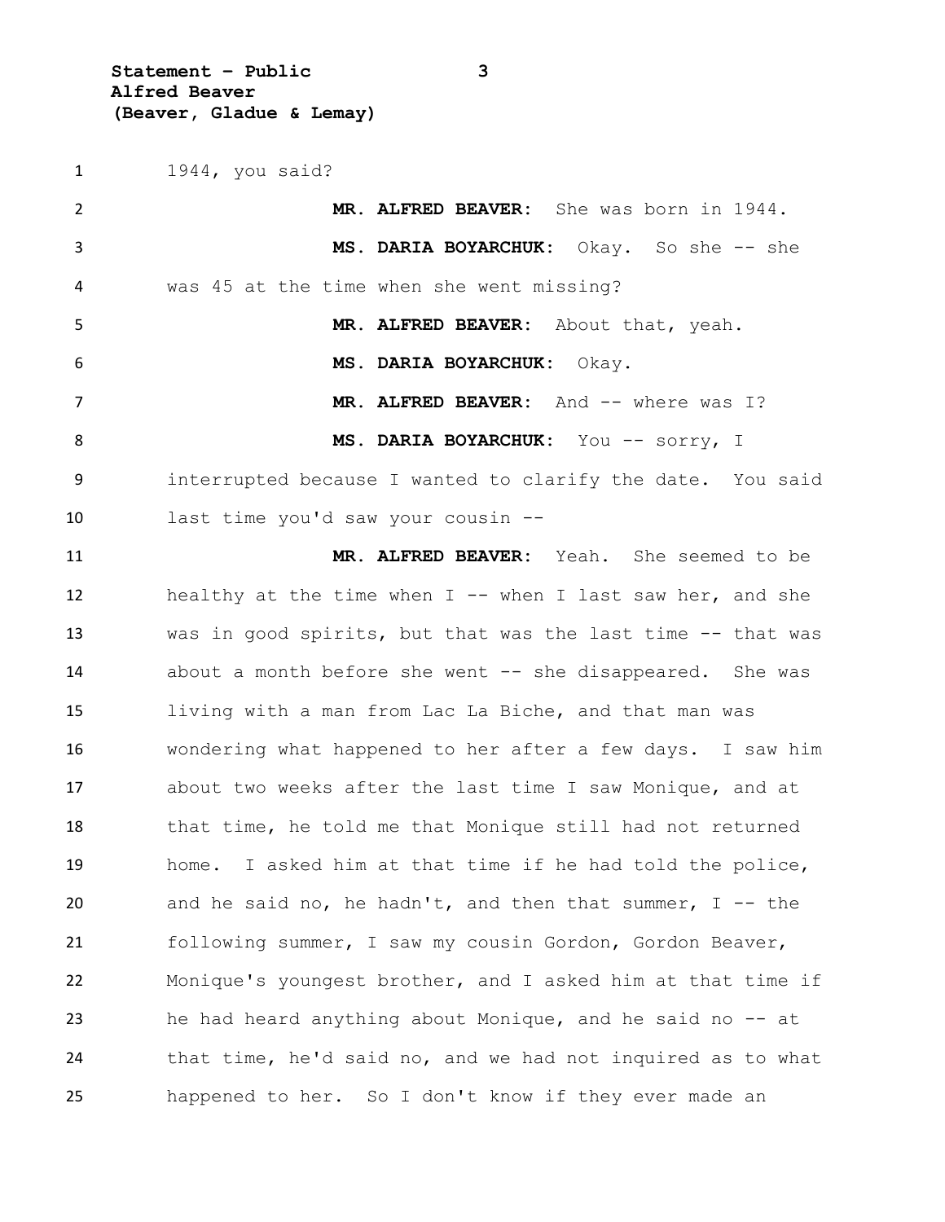1944, you said?

**MR. ALFRED BEAVER:** She was born in 1944.

**MS. DARIA BOYARCHUK:** Okay. So she -- she was 45 at the time when she went missing?

**MR. ALFRED BEAVER:** About that, yeah.

**MS. DARIA BOYARCHUK:** Okay.

**MR. ALFRED BEAVER:** And -- where was I?

**MS. DARIA BOYARCHUK:** You -- sorry, I interrupted because I wanted to clarify the date. You said last time you'd saw your cousin --

**MR. ALFRED BEAVER:** Yeah. She seemed to be healthy at the time when I -- when I last saw her, and she was in good spirits, but that was the last time -- that was about a month before she went -- she disappeared. She was living with a man from Lac La Biche, and that man was wondering what happened to her after a few days. I saw him about two weeks after the last time I saw Monique, and at that time, he told me that Monique still had not returned home. I asked him at that time if he had told the police, and he said no, he hadn't, and then that summer, I -- the following summer, I saw my cousin Gordon, Gordon Beaver, Monique's youngest brother, and I asked him at that time if he had heard anything about Monique, and he said no -- at that time, he'd said no, and we had not inquired as to what happened to her. So I don't know if they ever made an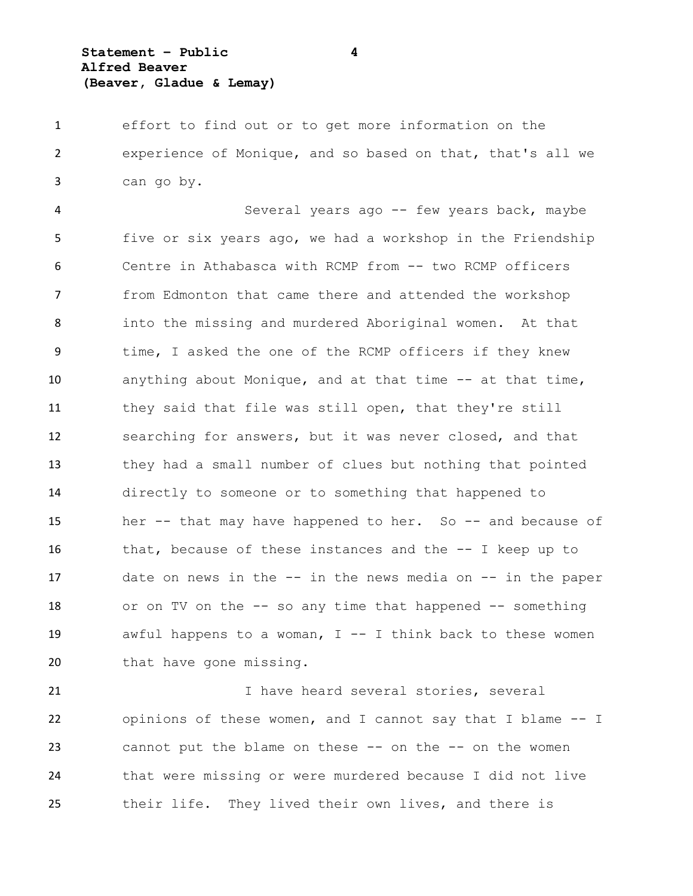effort to find out or to get more information on the experience of Monique, and so based on that, that's all we can go by.

Several years ago -- few years back, maybe five or six years ago, we had a workshop in the Friendship Centre in Athabasca with RCMP from -- two RCMP officers from Edmonton that came there and attended the workshop into the missing and murdered Aboriginal women. At that time, I asked the one of the RCMP officers if they knew anything about Monique, and at that time -- at that time, they said that file was still open, that they're still searching for answers, but it was never closed, and that they had a small number of clues but nothing that pointed directly to someone or to something that happened to her -- that may have happened to her. So -- and because of that, because of these instances and the -- I keep up to date on news in the -- in the news media on -- in the paper or on TV on the -- so any time that happened -- something awful happens to a woman, I -- I think back to these women that have gone missing.

I have heard several stories, several opinions of these women, and I cannot say that I blame -- I cannot put the blame on these -- on the -- on the women that were missing or were murdered because I did not live their life. They lived their own lives, and there is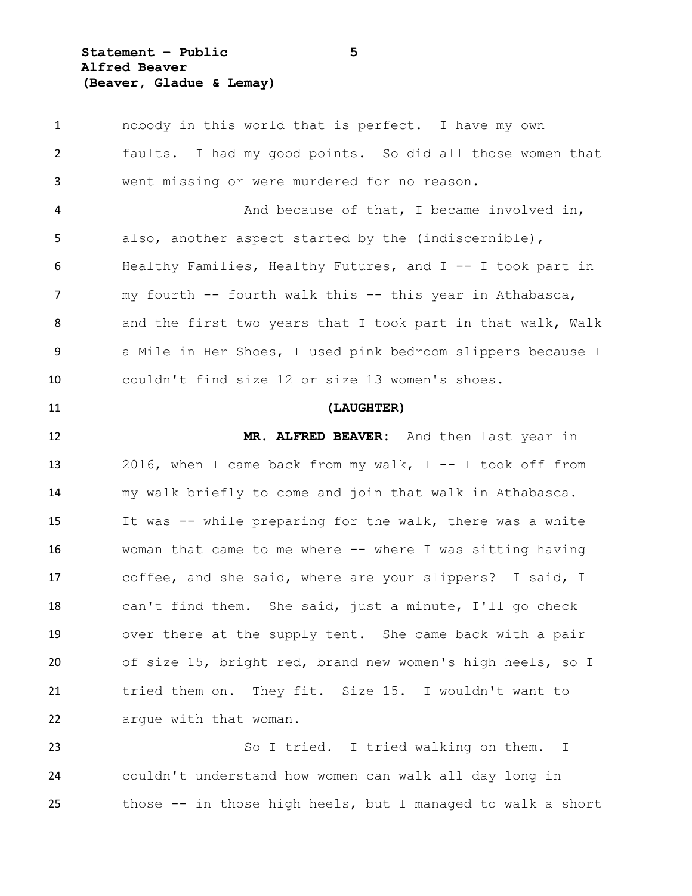nobody in this world that is perfect. I have my own faults. I had my good points. So did all those women that went missing or were murdered for no reason.

And because of that, I became involved in, also, another aspect started by the (indiscernible), Healthy Families, Healthy Futures, and I -- I took part in my fourth -- fourth walk this -- this year in Athabasca, and the first two years that I took part in that walk, Walk a Mile in Her Shoes, I used pink bedroom slippers because I couldn't find size 12 or size 13 women's shoes.

**(LAUGHTER)**

**MR. ALFRED BEAVER:** And then last year in 2016, when I came back from my walk, I -- I took off from my walk briefly to come and join that walk in Athabasca. It was -- while preparing for the walk, there was a white woman that came to me where -- where I was sitting having coffee, and she said, where are your slippers? I said, I can't find them. She said, just a minute, I'll go check over there at the supply tent. She came back with a pair of size 15, bright red, brand new women's high heels, so I tried them on. They fit. Size 15. I wouldn't want to argue with that woman.

So I tried. I tried walking on them. I couldn't understand how women can walk all day long in those -- in those high heels, but I managed to walk a short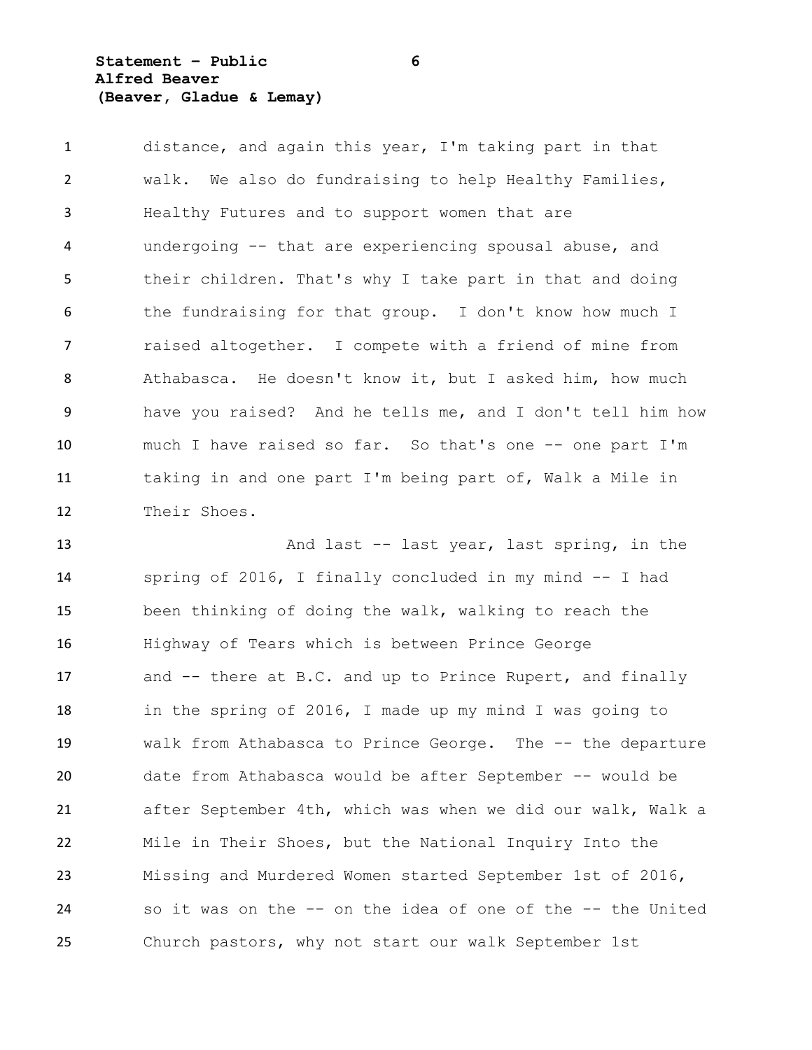distance, and again this year, I'm taking part in that walk. We also do fundraising to help Healthy Families, Healthy Futures and to support women that are undergoing -- that are experiencing spousal abuse, and their children. That's why I take part in that and doing the fundraising for that group. I don't know how much I raised altogether. I compete with a friend of mine from Athabasca. He doesn't know it, but I asked him, how much have you raised? And he tells me, and I don't tell him how much I have raised so far. So that's one -- one part I'm taking in and one part I'm being part of, Walk a Mile in Their Shoes.

And last -- last year, last spring, in the spring of 2016, I finally concluded in my mind -- I had been thinking of doing the walk, walking to reach the Highway of Tears which is between Prince George and -- there at B.C. and up to Prince Rupert, and finally in the spring of 2016, I made up my mind I was going to walk from Athabasca to Prince George. The -- the departure date from Athabasca would be after September -- would be after September 4th, which was when we did our walk, Walk a Mile in Their Shoes, but the National Inquiry Into the Missing and Murdered Women started September 1st of 2016, so it was on the -- on the idea of one of the -- the United Church pastors, why not start our walk September 1st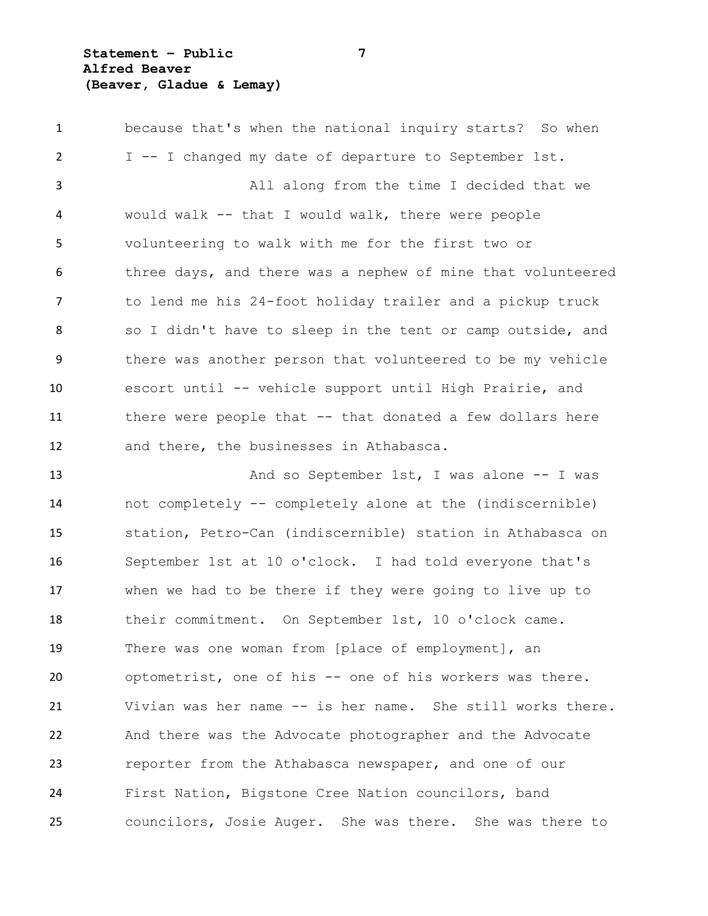because that's when the national inquiry starts? So when I -- I changed my date of departure to September 1st.

All along from the time I decided that we would walk -- that I would walk, there were people volunteering to walk with me for the first two or three days, and there was a nephew of mine that volunteered to lend me his 24-foot holiday trailer and a pickup truck so I didn't have to sleep in the tent or camp outside, and there was another person that volunteered to be my vehicle escort until -- vehicle support until High Prairie, and there were people that -- that donated a few dollars here and there, the businesses in Athabasca.

And so September 1st, I was alone -- I was not completely -- completely alone at the (indiscernible) station, Petro-Can (indiscernible) station in Athabasca on September 1st at 10 o'clock. I had told everyone that's when we had to be there if they were going to live up to their commitment. On September 1st, 10 o'clock came. There was one woman from [place of employment], an optometrist, one of his -- one of his workers was there. Vivian was her name -- is her name. She still works there. And there was the Advocate photographer and the Advocate reporter from the Athabasca newspaper, and one of our First Nation, Bigstone Cree Nation councilors, band councilors, Josie Auger. She was there. She was there to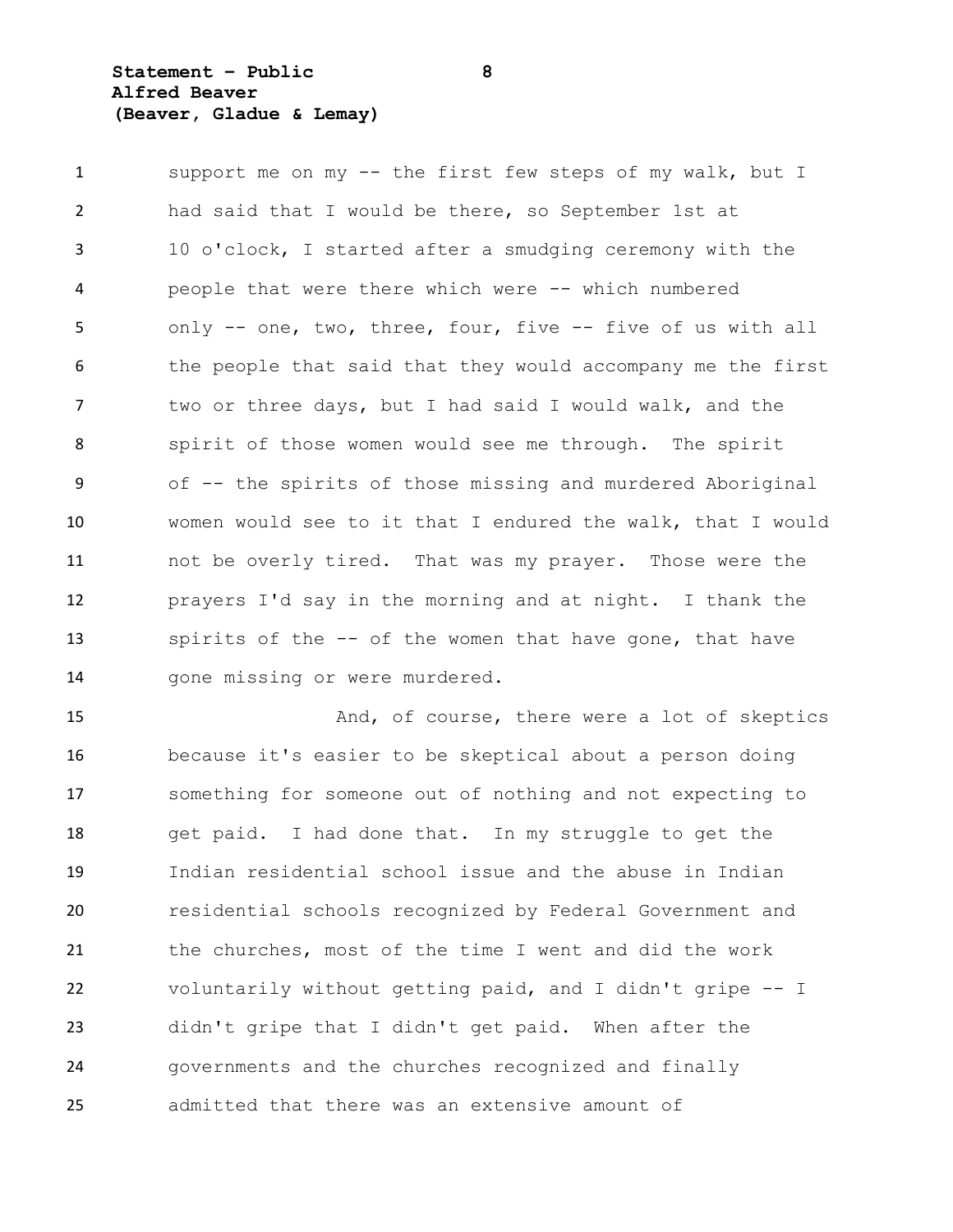support me on my -- the first few steps of my walk, but I had said that I would be there, so September 1st at 10 o'clock, I started after a smudging ceremony with the people that were there which were -- which numbered only -- one, two, three, four, five -- five of us with all the people that said that they would accompany me the first two or three days, but I had said I would walk, and the spirit of those women would see me through. The spirit of -- the spirits of those missing and murdered Aboriginal women would see to it that I endured the walk, that I would not be overly tired. That was my prayer. Those were the prayers I'd say in the morning and at night. I thank the spirits of the -- of the women that have gone, that have gone missing or were murdered.

And, of course, there were a lot of skeptics because it's easier to be skeptical about a person doing something for someone out of nothing and not expecting to get paid. I had done that. In my struggle to get the Indian residential school issue and the abuse in Indian residential schools recognized by Federal Government and the churches, most of the time I went and did the work voluntarily without getting paid, and I didn't gripe -- I didn't gripe that I didn't get paid. When after the governments and the churches recognized and finally admitted that there was an extensive amount of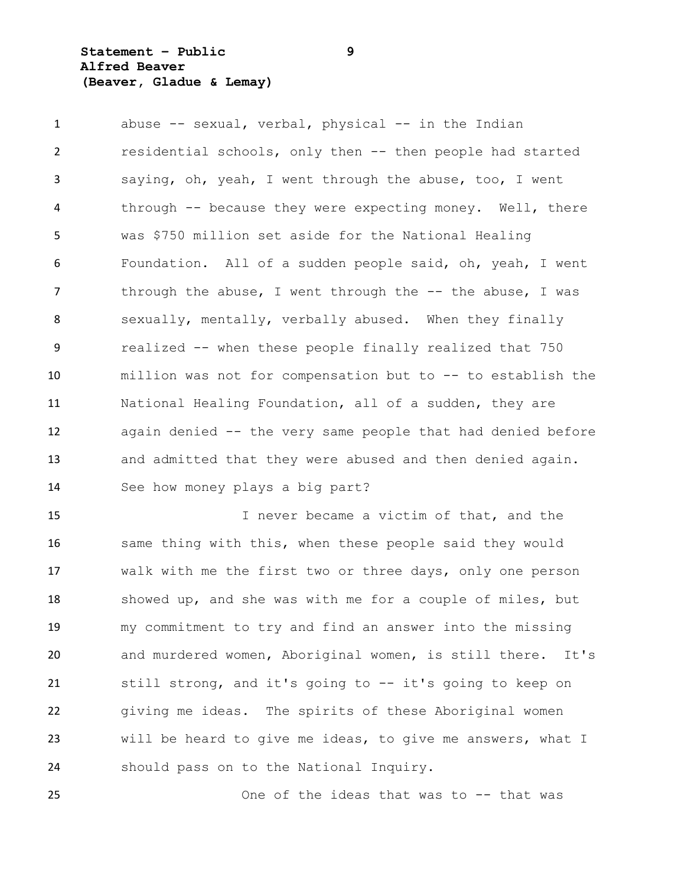abuse -- sexual, verbal, physical -- in the Indian residential schools, only then -- then people had started saying, oh, yeah, I went through the abuse, too, I went through -- because they were expecting money. Well, there was $750 million set aside for the National Healing Foundation. All of a sudden people said, oh, yeah, I went through the abuse, I went through the -- the abuse, I was sexually, mentally, verbally abused. When they finally realized -- when these people finally realized that 750 million was not for compensation but to -- to establish the National Healing Foundation, all of a sudden, they are again denied -- the very same people that had denied before and admitted that they were abused and then denied again. See how money plays a big part?

I never became a victim of that, and the same thing with this, when these people said they would walk with me the first two or three days, only one person showed up, and she was with me for a couple of miles, but my commitment to try and find an answer into the missing and murdered women, Aboriginal women, is still there. It's still strong, and it's going to -- it's going to keep on giving me ideas. The spirits of these Aboriginal women will be heard to give me ideas, to give me answers, what I should pass on to the National Inquiry.

One of the ideas that was to -- that was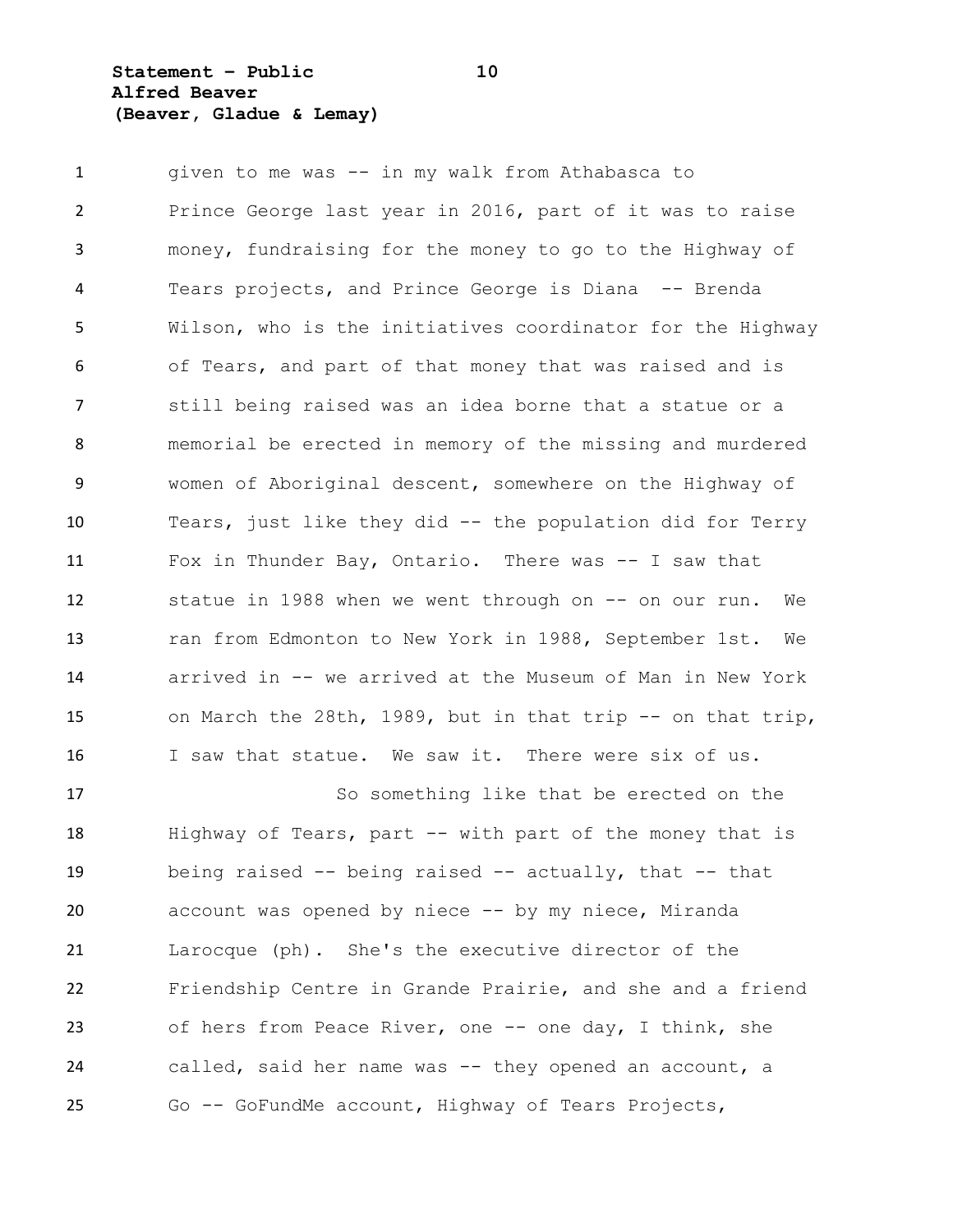given to me was -- in my walk from Athabasca to Prince George last year in 2016, part of it was to raise money, fundraising for the money to go to the Highway of Tears projects, and Prince George is Diana -- Brenda Wilson, who is the initiatives coordinator for the Highway of Tears, and part of that money that was raised and is still being raised was an idea borne that a statue or a memorial be erected in memory of the missing and murdered women of Aboriginal descent, somewhere on the Highway of Tears, just like they did -- the population did for Terry Fox in Thunder Bay, Ontario. There was -- I saw that statue in 1988 when we went through on -- on our run. We ran from Edmonton to New York in 1988, September 1st. We arrived in -- we arrived at the Museum of Man in New York on March the 28th, 1989, but in that trip -- on that trip, I saw that statue. We saw it. There were six of us.

So something like that be erected on the Highway of Tears, part -- with part of the money that is being raised -- being raised -- actually, that -- that account was opened by niece -- by my niece, Miranda Larocque (ph). She's the executive director of the Friendship Centre in Grande Prairie, and she and a friend of hers from Peace River, one -- one day, I think, she called, said her name was -- they opened an account, a Go -- GoFundMe account, Highway of Tears Projects,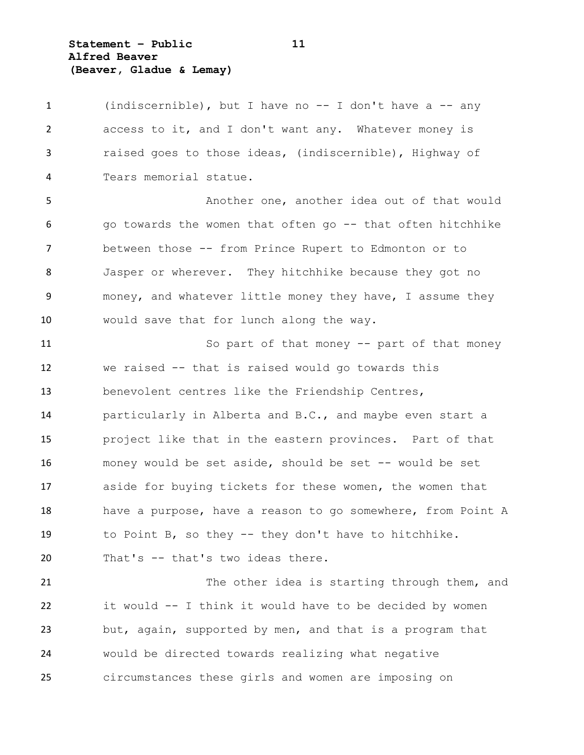(indiscernible), but I have no -- I don't have a -- any access to it, and I don't want any. Whatever money is raised goes to those ideas, (indiscernible), Highway of Tears memorial statue.

Another one, another idea out of that would go towards the women that often go -- that often hitchhike between those -- from Prince Rupert to Edmonton or to Jasper or wherever. They hitchhike because they got no money, and whatever little money they have, I assume they would save that for lunch along the way.

So part of that money -- part of that money we raised -- that is raised would go towards this benevolent centres like the Friendship Centres, particularly in Alberta and B.C., and maybe even start a project like that in the eastern provinces. Part of that money would be set aside, should be set -- would be set aside for buying tickets for these women, the women that have a purpose, have a reason to go somewhere, from Point A to Point B, so they -- they don't have to hitchhike. That's -- that's two ideas there.

The other idea is starting through them, and it would -- I think it would have to be decided by women but, again, supported by men, and that is a program that would be directed towards realizing what negative circumstances these girls and women are imposing on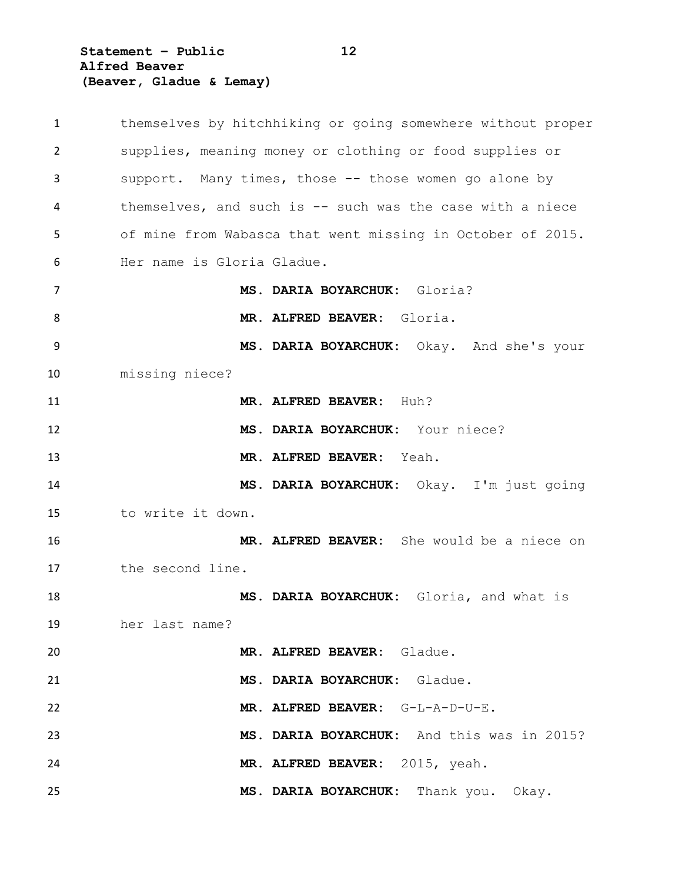themselves by hitchhiking or going somewhere without proper supplies, meaning money or clothing or food supplies or support. Many times, those -- those women go alone by themselves, and such is -- such was the case with a niece of mine from Wabasca that went missing in October of 2015. Her name is Gloria Gladue.

**MS. DARIA BOYARCHUK:** Gloria?

**MR. ALFRED BEAVER:** Gloria.

**MS. DARIA BOYARCHUK:** Okay. And she's your missing niece?

**MR. ALFRED BEAVER:** Huh?

**MS. DARIA BOYARCHUK:** Your niece?

**MR. ALFRED BEAVER:** Yeah.

**MS. DARIA BOYARCHUK:** Okay. I'm just going to write it down.

**MR. ALFRED BEAVER:** She would be a niece on the second line.

**MS. DARIA BOYARCHUK:** Gloria, and what is her last name?

**MR. ALFRED BEAVER:** Gladue.

**MS. DARIA BOYARCHUK:** Gladue.

**MR. ALFRED BEAVER:** G-L-A-D-U-E.

**MS. DARIA BOYARCHUK:** And this was in 2015?

**MR. ALFRED BEAVER:** 2015, yeah.

**MS. DARIA BOYARCHUK:** Thank you. Okay.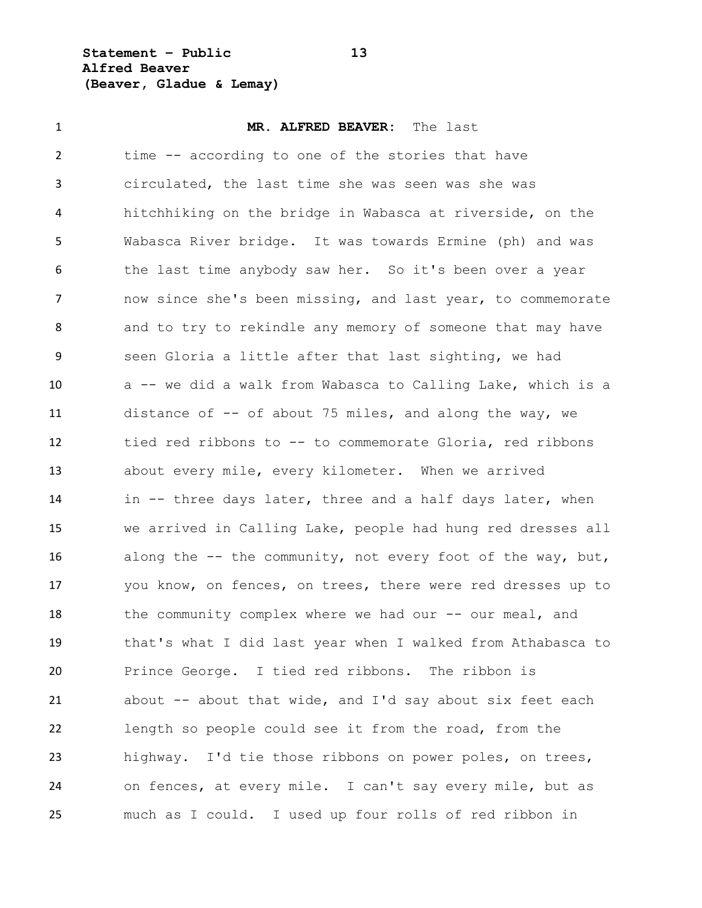**MR. ALFRED BEAVER:** The last time -- according to one of the stories that have circulated, the last time she was seen was she was hitchhiking on the bridge in Wabasca at riverside, on the Wabasca River bridge. It was towards Ermine (ph) and was the last time anybody saw her. So it's been over a year now since she's been missing, and last year, to commemorate and to try to rekindle any memory of someone that may have seen Gloria a little after that last sighting, we had a -- we did a walk from Wabasca to Calling Lake, which is a distance of -- of about 75 miles, and along the way, we tied red ribbons to -- to commemorate Gloria, red ribbons about every mile, every kilometer. When we arrived in -- three days later, three and a half days later, when we arrived in Calling Lake, people had hung red dresses all along the -- the community, not every foot of the way, but, you know, on fences, on trees, there were red dresses up to the community complex where we had our -- our meal, and that's what I did last year when I walked from Athabasca to Prince George. I tied red ribbons. The ribbon is about -- about that wide, and I'd say about six feet each length so people could see it from the road, from the highway. I'd tie those ribbons on power poles, on trees, on fences, at every mile. I can't say every mile, but as much as I could. I used up four rolls of red ribbon in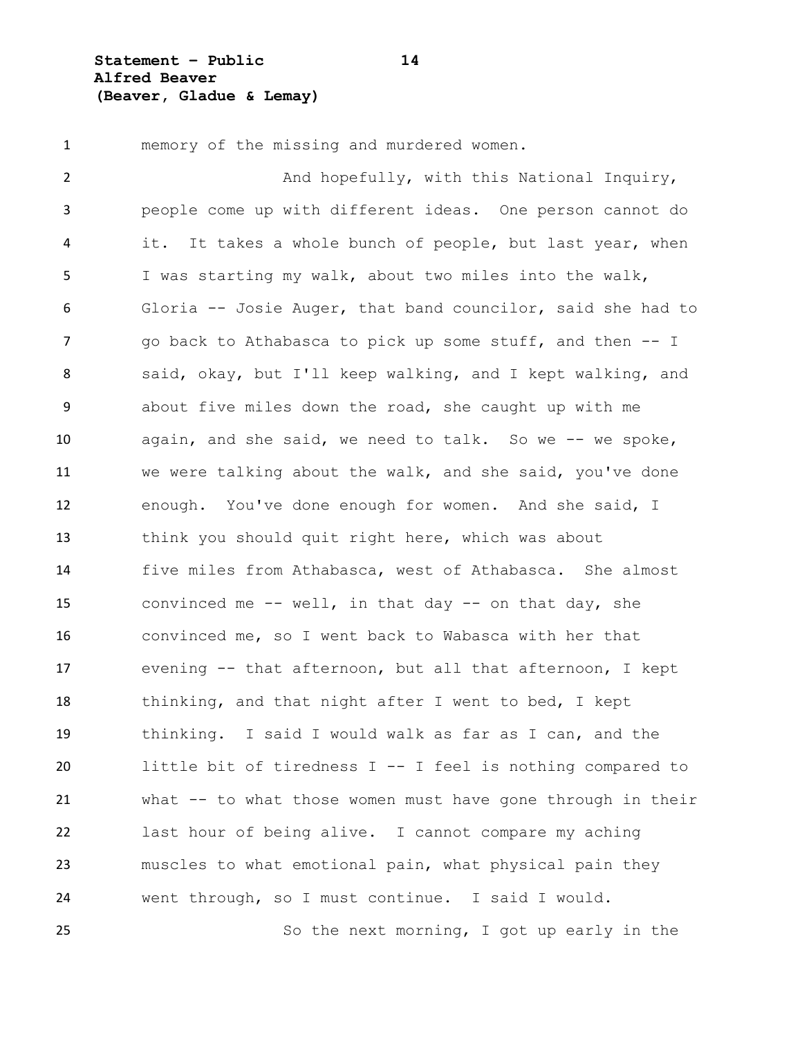memory of the missing and murdered women.

And hopefully, with this National Inquiry, people come up with different ideas. One person cannot do it. It takes a whole bunch of people, but last year, when I was starting my walk, about two miles into the walk, Gloria -- Josie Auger, that band councilor, said she had to go back to Athabasca to pick up some stuff, and then -- I said, okay, but I'll keep walking, and I kept walking, and about five miles down the road, she caught up with me again, and she said, we need to talk. So we -- we spoke, we were talking about the walk, and she said, you've done enough. You've done enough for women. And she said, I think you should quit right here, which was about five miles from Athabasca, west of Athabasca. She almost convinced me -- well, in that day -- on that day, she convinced me, so I went back to Wabasca with her that evening -- that afternoon, but all that afternoon, I kept thinking, and that night after I went to bed, I kept thinking. I said I would walk as far as I can, and the little bit of tiredness I -- I feel is nothing compared to what -- to what those women must have gone through in their last hour of being alive. I cannot compare my aching muscles to what emotional pain, what physical pain they went through, so I must continue. I said I would.

So the next morning, I got up early in the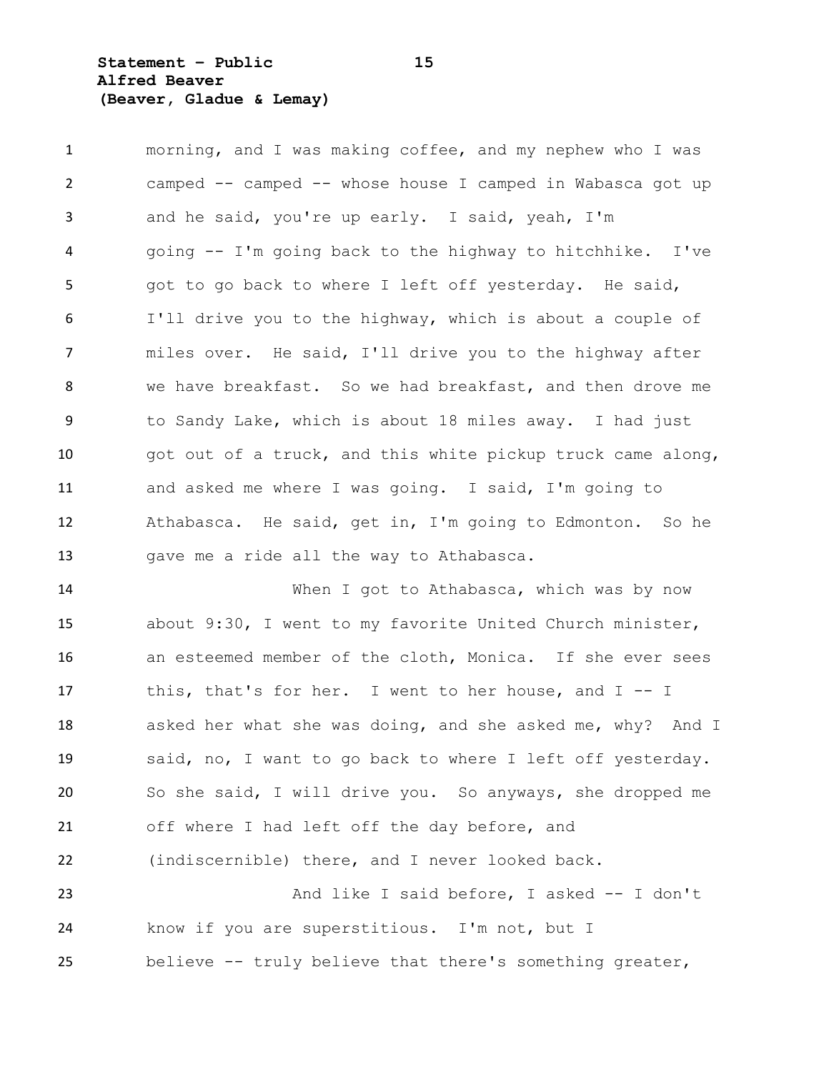morning, and I was making coffee, and my nephew who I was camped -- camped -- whose house I camped in Wabasca got up and he said, you're up early. I said, yeah, I'm going -- I'm going back to the highway to hitchhike. I've got to go back to where I left off yesterday. He said, I'll drive you to the highway, which is about a couple of miles over. He said, I'll drive you to the highway after we have breakfast. So we had breakfast, and then drove me to Sandy Lake, which is about 18 miles away. I had just got out of a truck, and this white pickup truck came along, and asked me where I was going. I said, I'm going to Athabasca. He said, get in, I'm going to Edmonton. So he gave me a ride all the way to Athabasca.

When I got to Athabasca, which was by now about 9:30, I went to my favorite United Church minister, an esteemed member of the cloth, Monica. If she ever sees this, that's for her. I went to her house, and I -- I asked her what she was doing, and she asked me, why? And I said, no, I want to go back to where I left off yesterday. So she said, I will drive you. So anyways, she dropped me off where I had left off the day before, and (indiscernible) there, and I never looked back.

And like I said before, I asked -- I don't know if you are superstitious. I'm not, but I believe -- truly believe that there's something greater,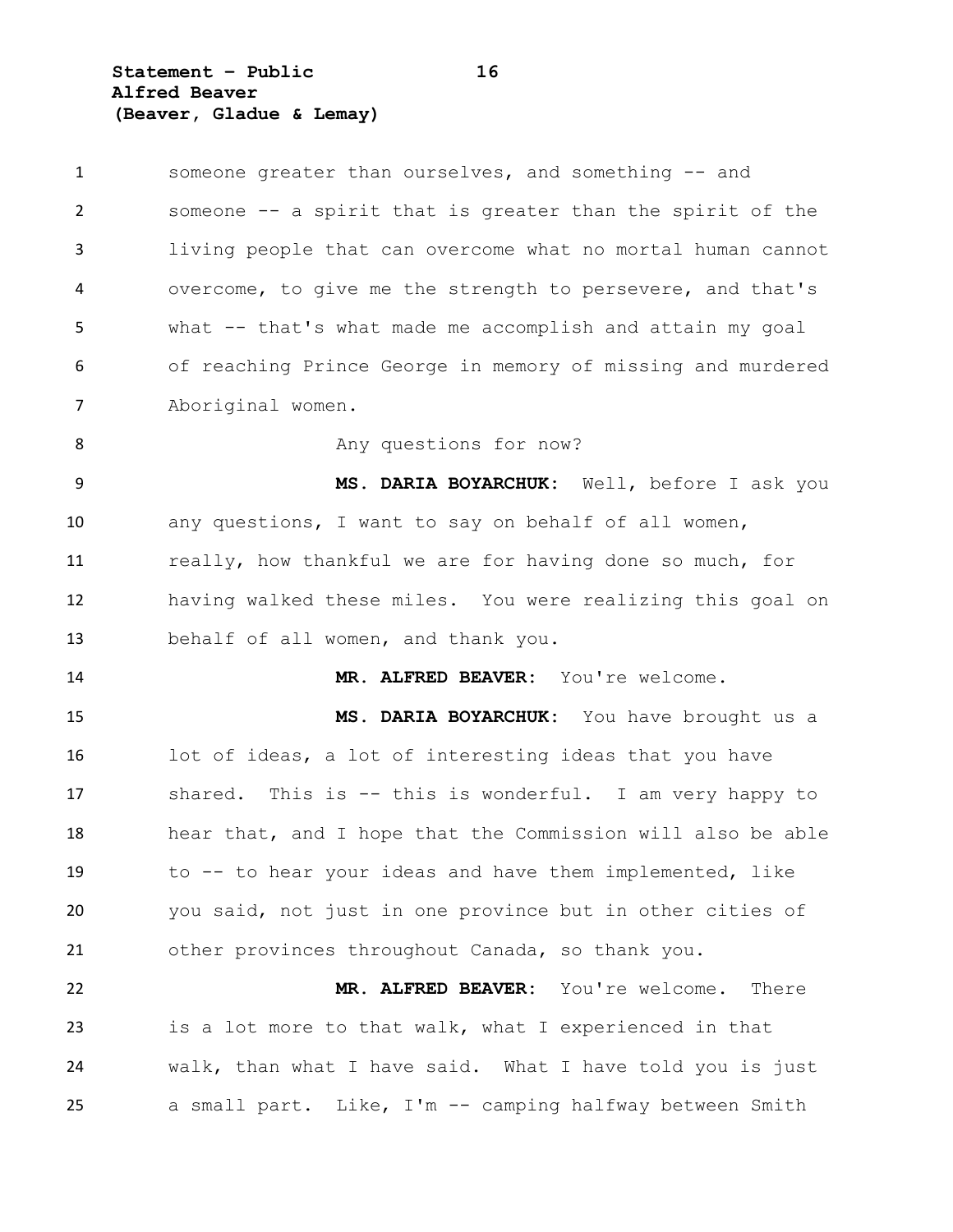someone greater than ourselves, and something -- and someone -- a spirit that is greater than the spirit of the living people that can overcome what no mortal human cannot overcome, to give me the strength to persevere, and that's what -- that's what made me accomplish and attain my goal of reaching Prince George in memory of missing and murdered Aboriginal women.

Any questions for now?

**MS. DARIA BOYARCHUK:** Well, before I ask you any questions, I want to say on behalf of all women, really, how thankful we are for having done so much, for having walked these miles. You were realizing this goal on behalf of all women, and thank you.

**MR. ALFRED BEAVER:** You're welcome.

**MS. DARIA BOYARCHUK:** You have brought us a lot of ideas, a lot of interesting ideas that you have shared. This is -- this is wonderful. I am very happy to hear that, and I hope that the Commission will also be able to -- to hear your ideas and have them implemented, like you said, not just in one province but in other cities of other provinces throughout Canada, so thank you.

**MR. ALFRED BEAVER:** You're welcome. There is a lot more to that walk, what I experienced in that walk, than what I have said. What I have told you is just a small part. Like, I'm -- camping halfway between Smith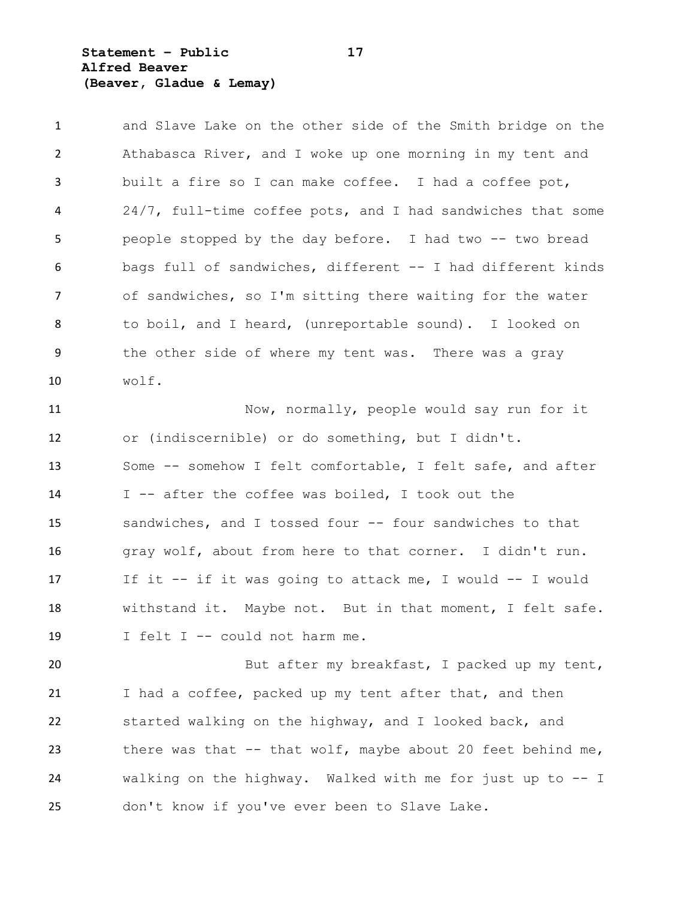and Slave Lake on the other side of the Smith bridge on the Athabasca River, and I woke up one morning in my tent and built a fire so I can make coffee. I had a coffee pot, 24/7, full-time coffee pots, and I had sandwiches that some people stopped by the day before. I had two -- two bread bags full of sandwiches, different -- I had different kinds of sandwiches, so I'm sitting there waiting for the water to boil, and I heard, (unreportable sound). I looked on the other side of where my tent was. There was a gray wolf.

Now, normally, people would say run for it or (indiscernible) or do something, but I didn't. Some -- somehow I felt comfortable, I felt safe, and after I -- after the coffee was boiled, I took out the sandwiches, and I tossed four -- four sandwiches to that gray wolf, about from here to that corner. I didn't run. If it -- if it was going to attack me, I would -- I would withstand it. Maybe not. But in that moment, I felt safe. I felt I -- could not harm me.

But after my breakfast, I packed up my tent, I had a coffee, packed up my tent after that, and then started walking on the highway, and I looked back, and there was that -- that wolf, maybe about 20 feet behind me, walking on the highway. Walked with me for just up to -- I don't know if you've ever been to Slave Lake.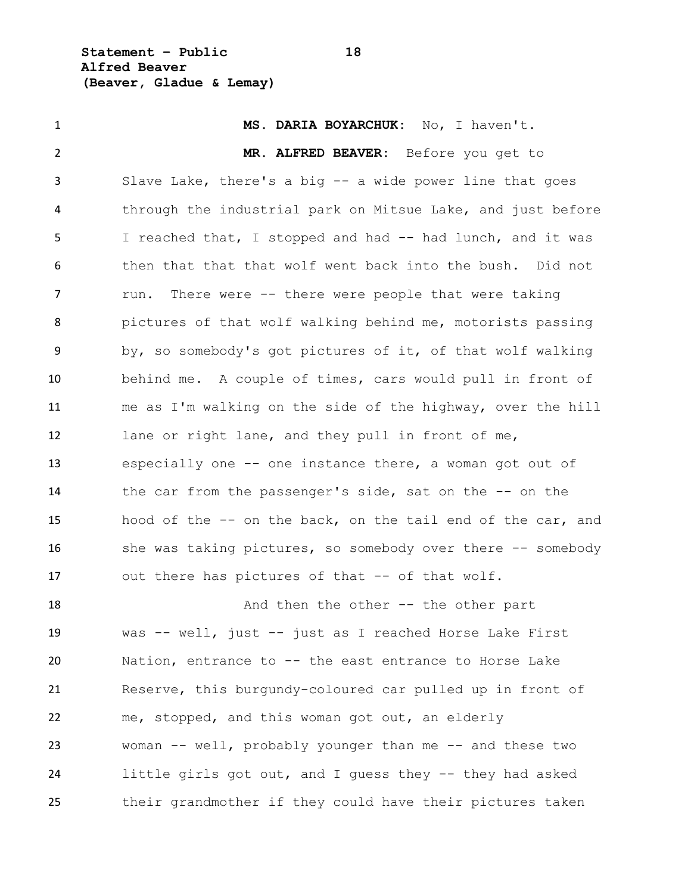**MS. DARIA BOYARCHUK:** No, I haven't.

**MR. ALFRED BEAVER:** Before you get to Slave Lake, there's a big -- a wide power line that goes through the industrial park on Mitsue Lake, and just before I reached that, I stopped and had -- had lunch, and it was then that that that wolf went back into the bush. Did not run. There were -- there were people that were taking pictures of that wolf walking behind me, motorists passing by, so somebody's got pictures of it, of that wolf walking behind me. A couple of times, cars would pull in front of me as I'm walking on the side of the highway, over the hill lane or right lane, and they pull in front of me, especially one -- one instance there, a woman got out of the car from the passenger's side, sat on the -- on the hood of the -- on the back, on the tail end of the car, and she was taking pictures, so somebody over there -- somebody out there has pictures of that -- of that wolf.

And then the other -- the other part was -- well, just -- just as I reached Horse Lake First Nation, entrance to -- the east entrance to Horse Lake Reserve, this burgundy-coloured car pulled up in front of me, stopped, and this woman got out, an elderly woman -- well, probably younger than me -- and these two little girls got out, and I guess they -- they had asked their grandmother if they could have their pictures taken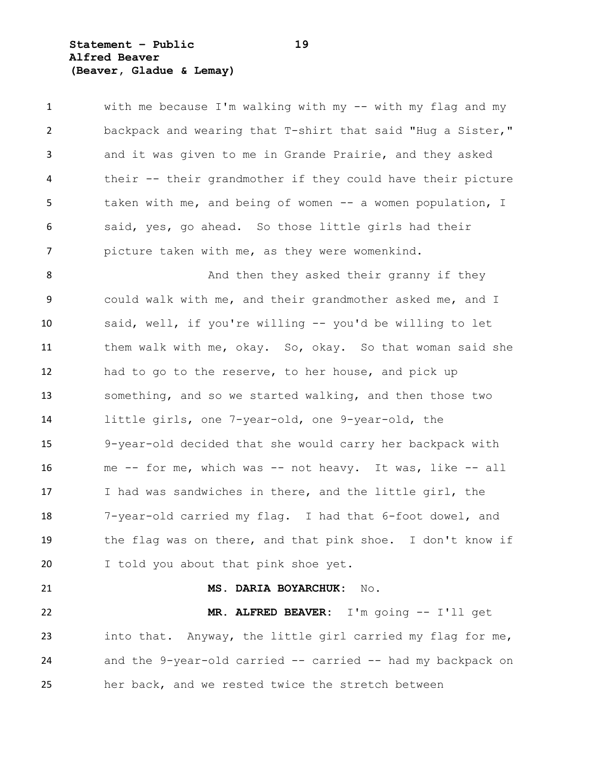with me because I'm walking with my -- with my flag and my backpack and wearing that T-shirt that said "Hug a Sister," and it was given to me in Grande Prairie, and they asked their -- their grandmother if they could have their picture taken with me, and being of women -- a women population, I said, yes, go ahead. So those little girls had their picture taken with me, as they were womenkind.

And then they asked their granny if they could walk with me, and their grandmother asked me, and I said, well, if you're willing -- you'd be willing to let them walk with me, okay. So, okay. So that woman said she had to go to the reserve, to her house, and pick up something, and so we started walking, and then those two little girls, one 7-year-old, one 9-year-old, the 9-year-old decided that she would carry her backpack with me -- for me, which was -- not heavy. It was, like -- all I had was sandwiches in there, and the little girl, the 7-year-old carried my flag. I had that 6-foot dowel, and the flag was on there, and that pink shoe. I don't know if I told you about that pink shoe yet.

**MS. DARIA BOYARCHUK:** No.

**MR. ALFRED BEAVER:** I'm going -- I'll get into that. Anyway, the little girl carried my flag for me, and the 9-year-old carried -- carried -- had my backpack on her back, and we rested twice the stretch between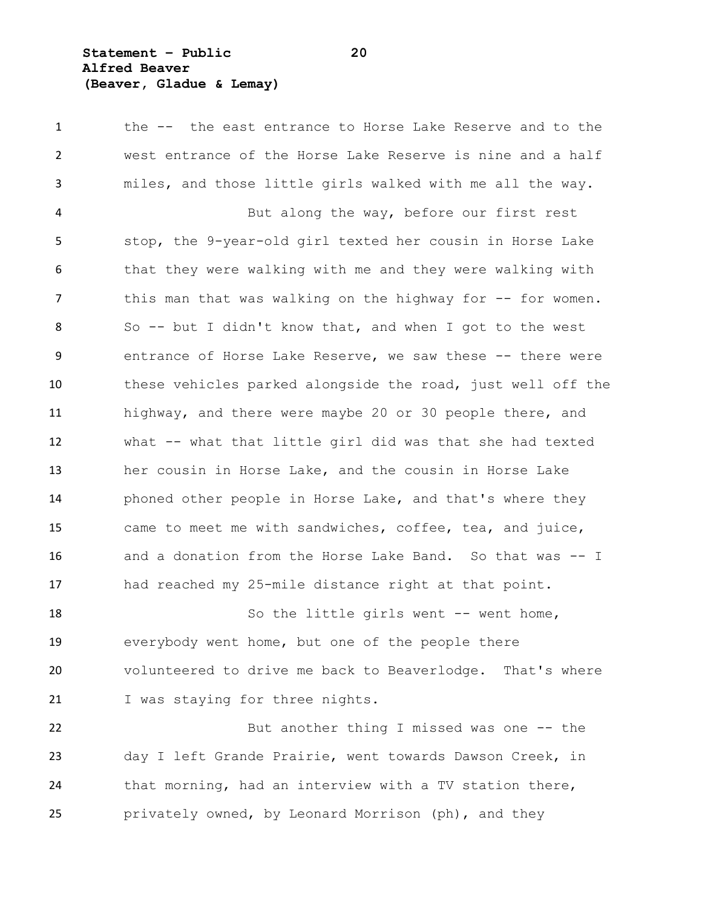the -- the east entrance to Horse Lake Reserve and to the west entrance of the Horse Lake Reserve is nine and a half miles, and those little girls walked with me all the way.

But along the way, before our first rest stop, the 9-year-old girl texted her cousin in Horse Lake that they were walking with me and they were walking with this man that was walking on the highway for -- for women. So -- but I didn't know that, and when I got to the west entrance of Horse Lake Reserve, we saw these -- there were these vehicles parked alongside the road, just well off the highway, and there were maybe 20 or 30 people there, and what -- what that little girl did was that she had texted her cousin in Horse Lake, and the cousin in Horse Lake phoned other people in Horse Lake, and that's where they came to meet me with sandwiches, coffee, tea, and juice, and a donation from the Horse Lake Band. So that was -- I had reached my 25-mile distance right at that point.

So the little girls went -- went home, everybody went home, but one of the people there volunteered to drive me back to Beaverlodge. That's where I was staying for three nights.

But another thing I missed was one -- the day I left Grande Prairie, went towards Dawson Creek, in that morning, had an interview with a TV station there, privately owned, by Leonard Morrison (ph), and they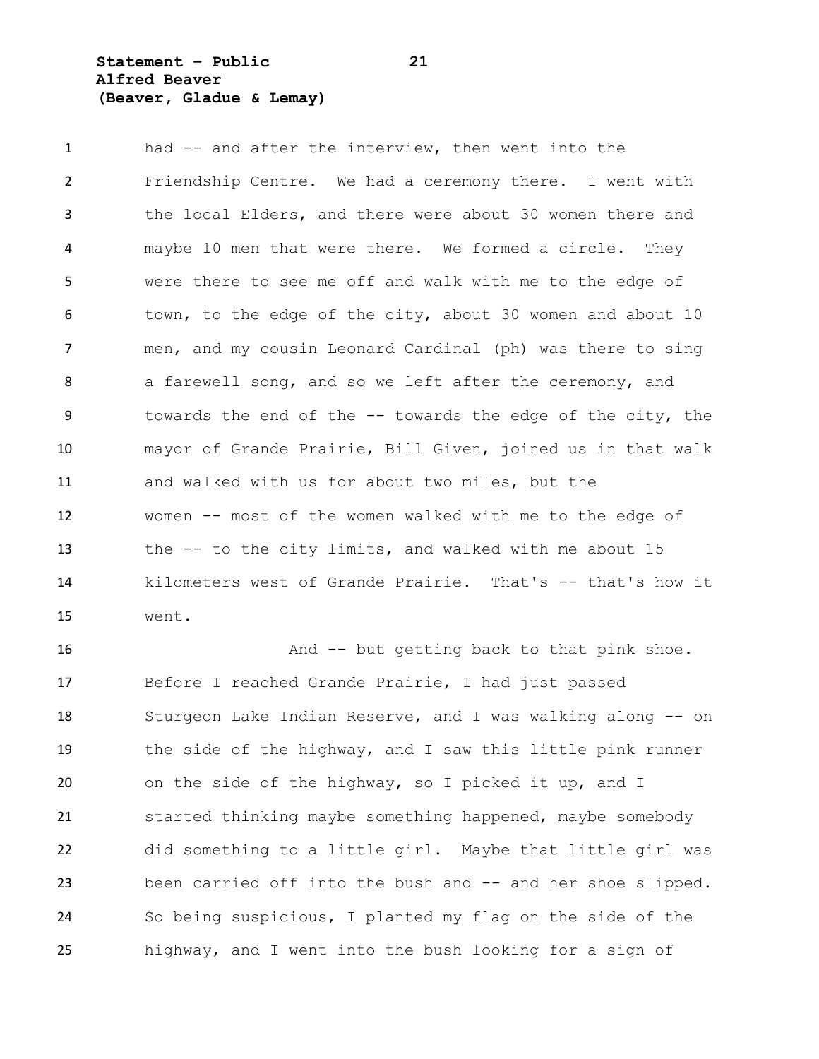had -- and after the interview, then went into the Friendship Centre. We had a ceremony there. I went with the local Elders, and there were about 30 women there and maybe 10 men that were there. We formed a circle. They were there to see me off and walk with me to the edge of town, to the edge of the city, about 30 women and about 10 men, and my cousin Leonard Cardinal (ph) was there to sing a farewell song, and so we left after the ceremony, and towards the end of the -- towards the edge of the city, the mayor of Grande Prairie, Bill Given, joined us in that walk and walked with us for about two miles, but the women -- most of the women walked with me to the edge of the -- to the city limits, and walked with me about 15 kilometers west of Grande Prairie. That's -- that's how it went.

And -- but getting back to that pink shoe. Before I reached Grande Prairie, I had just passed Sturgeon Lake Indian Reserve, and I was walking along -- on the side of the highway, and I saw this little pink runner on the side of the highway, so I picked it up, and I started thinking maybe something happened, maybe somebody did something to a little girl. Maybe that little girl was been carried off into the bush and -- and her shoe slipped. So being suspicious, I planted my flag on the side of the highway, and I went into the bush looking for a sign of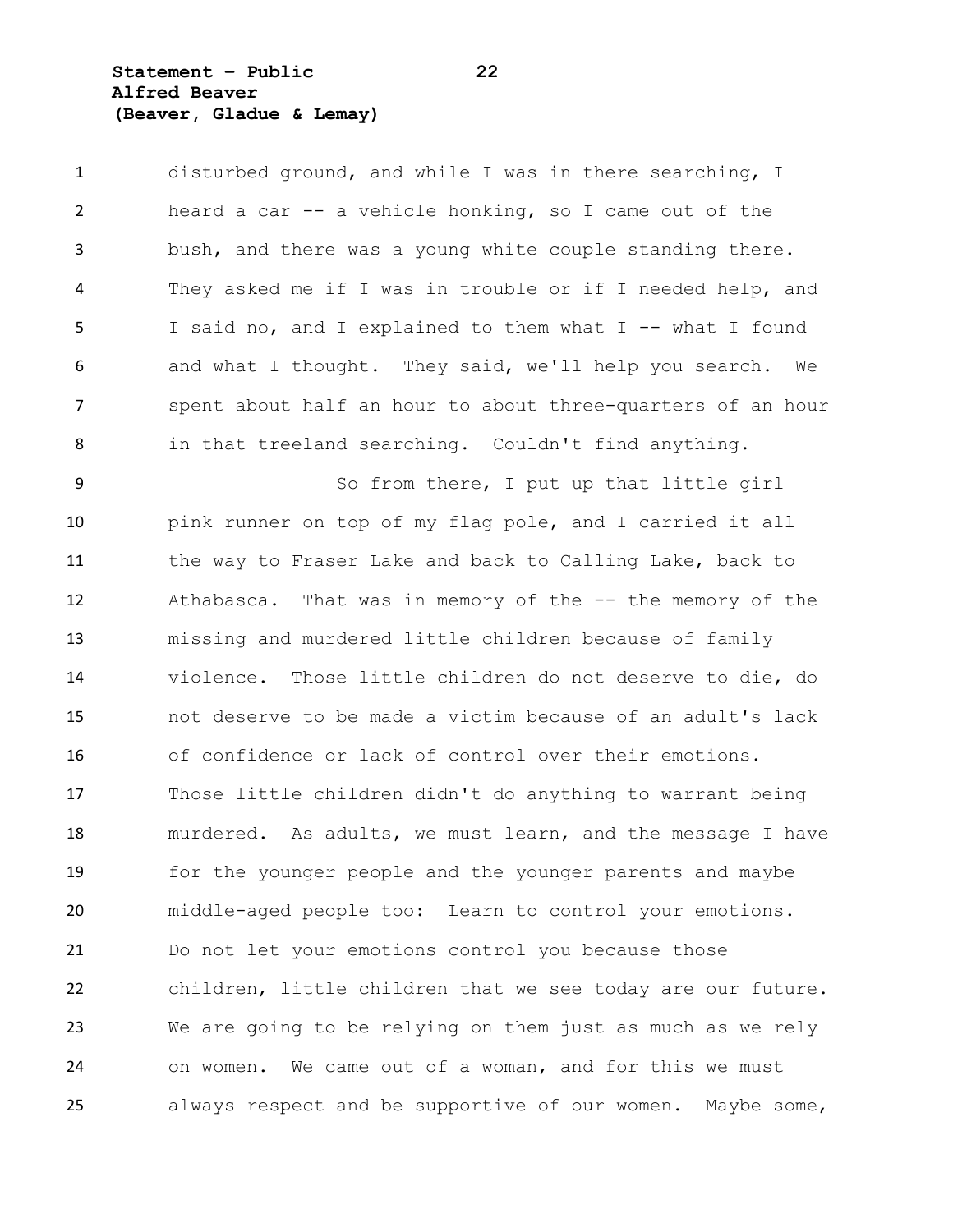disturbed ground, and while I was in there searching, I heard a car -- a vehicle honking, so I came out of the bush, and there was a young white couple standing there. They asked me if I was in trouble or if I needed help, and I said no, and I explained to them what I -- what I found and what I thought. They said, we'll help you search. We spent about half an hour to about three-quarters of an hour in that treeland searching. Couldn't find anything.

So from there, I put up that little girl pink runner on top of my flag pole, and I carried it all the way to Fraser Lake and back to Calling Lake, back to Athabasca. That was in memory of the -- the memory of the missing and murdered little children because of family violence. Those little children do not deserve to die, do not deserve to be made a victim because of an adult's lack of confidence or lack of control over their emotions. Those little children didn't do anything to warrant being murdered. As adults, we must learn, and the message I have for the younger people and the younger parents and maybe middle-aged people too: Learn to control your emotions. Do not let your emotions control you because those children, little children that we see today are our future. We are going to be relying on them just as much as we rely on women. We came out of a woman, and for this we must always respect and be supportive of our women. Maybe some,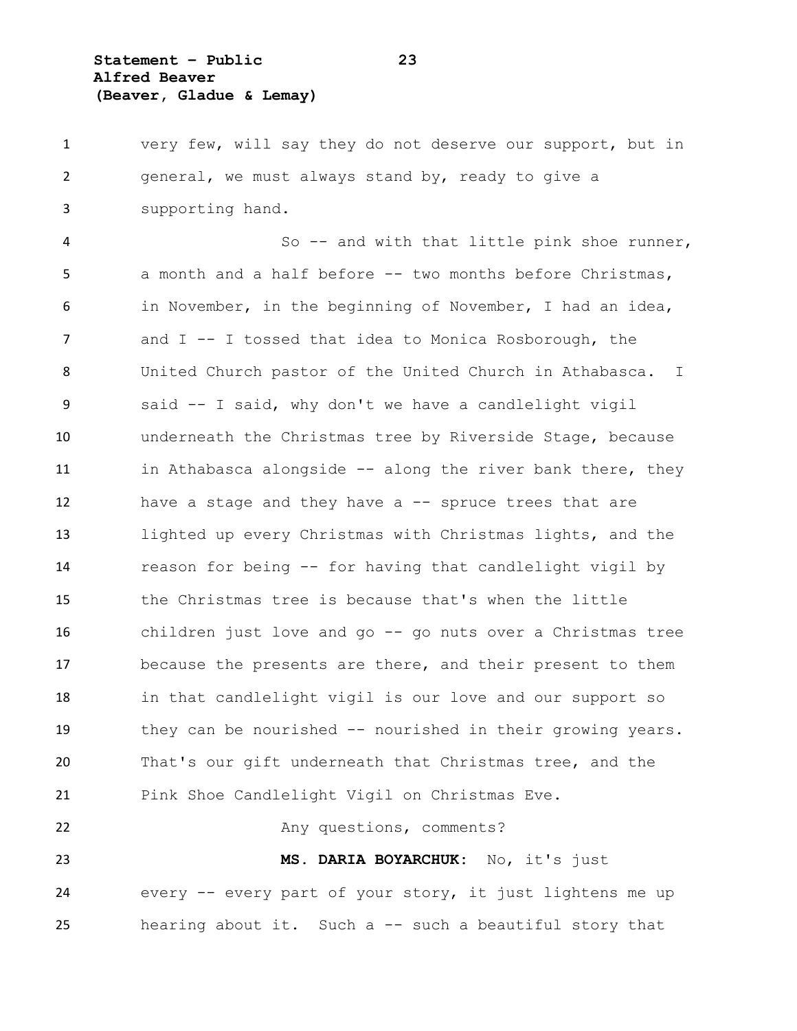very few, will say they do not deserve our support, but in general, we must always stand by, ready to give a supporting hand.

So -- and with that little pink shoe runner, a month and a half before -- two months before Christmas, in November, in the beginning of November, I had an idea, and I -- I tossed that idea to Monica Rosborough, the United Church pastor of the United Church in Athabasca. I said -- I said, why don't we have a candlelight vigil underneath the Christmas tree by Riverside Stage, because in Athabasca alongside -- along the river bank there, they have a stage and they have a -- spruce trees that are lighted up every Christmas with Christmas lights, and the reason for being -- for having that candlelight vigil by the Christmas tree is because that's when the little children just love and go -- go nuts over a Christmas tree because the presents are there, and their present to them in that candlelight vigil is our love and our support so they can be nourished -- nourished in their growing years. That's our gift underneath that Christmas tree, and the Pink Shoe Candlelight Vigil on Christmas Eve.

Any questions, comments?

**MS. DARIA BOYARCHUK:** No, it's just every -- every part of your story, it just lightens me up hearing about it. Such a -- such a beautiful story that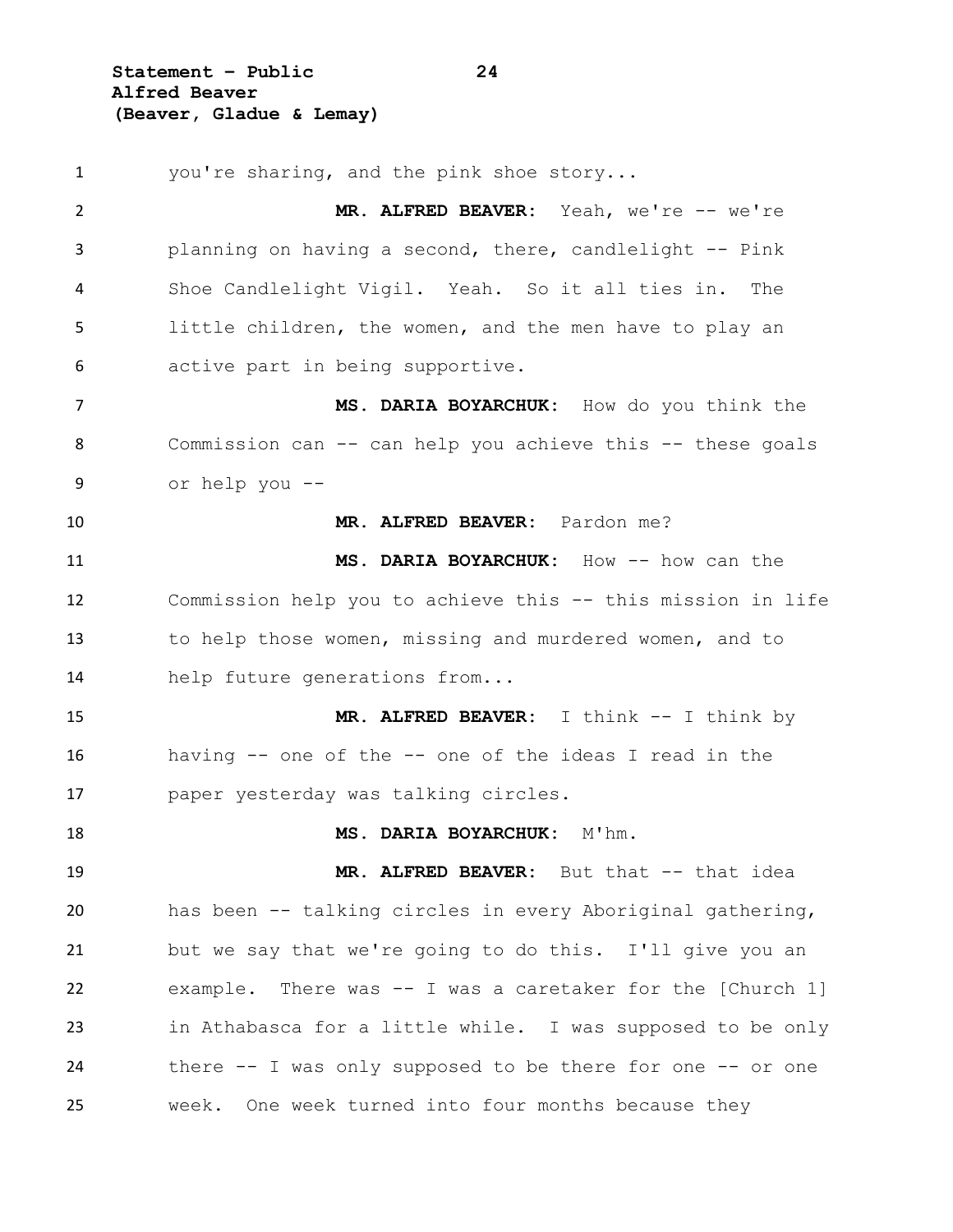you're sharing, and the pink shoe story...

**MR. ALFRED BEAVER:** Yeah, we're -- we're planning on having a second, there, candlelight -- Pink Shoe Candlelight Vigil. Yeah. So it all ties in. The little children, the women, and the men have to play an active part in being supportive.

**MS. DARIA BOYARCHUK:** How do you think the Commission can -- can help you achieve this -- these goals or help you --

**MR. ALFRED BEAVER:** Pardon me?

**MS. DARIA BOYARCHUK:** How -- how can the Commission help you to achieve this -- this mission in life to help those women, missing and murdered women, and to help future generations from...

**MR. ALFRED BEAVER:** I think -- I think by having -- one of the -- one of the ideas I read in the paper yesterday was talking circles.

**MS. DARIA BOYARCHUK:** M'hm.

**MR. ALFRED BEAVER:** But that -- that idea has been -- talking circles in every Aboriginal gathering, but we say that we're going to do this. I'll give you an example. There was -- I was a caretaker for the [Church 1] in Athabasca for a little while. I was supposed to be only there -- I was only supposed to be there for one -- or one week. One week turned into four months because they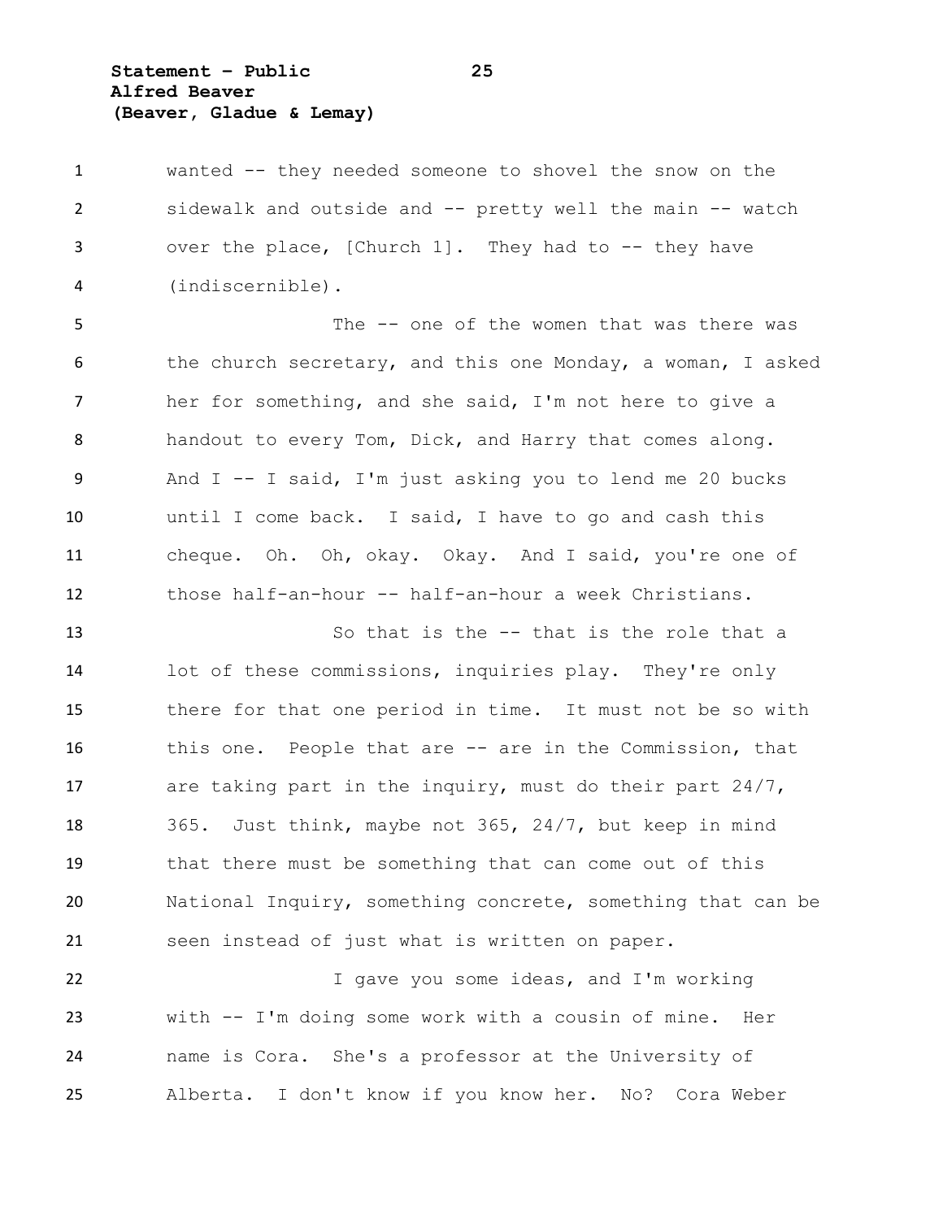wanted -- they needed someone to shovel the snow on the sidewalk and outside and -- pretty well the main -- watch over the place, [Church 1]. They had to -- they have (indiscernible).

The -- one of the women that was there was the church secretary, and this one Monday, a woman, I asked her for something, and she said, I'm not here to give a handout to every Tom, Dick, and Harry that comes along. And I -- I said, I'm just asking you to lend me 20 bucks until I come back. I said, I have to go and cash this cheque. Oh. Oh, okay. Okay. And I said, you're one of those half-an-hour -- half-an-hour a week Christians.

So that is the -- that is the role that a lot of these commissions, inquiries play. They're only there for that one period in time. It must not be so with this one. People that are -- are in the Commission, that are taking part in the inquiry, must do their part 24/7, 365. Just think, maybe not 365, 24/7, but keep in mind that there must be something that can come out of this National Inquiry, something concrete, something that can be seen instead of just what is written on paper.

I gave you some ideas, and I'm working with -- I'm doing some work with a cousin of mine. Her name is Cora. She's a professor at the University of Alberta. I don't know if you know her. No? Cora Weber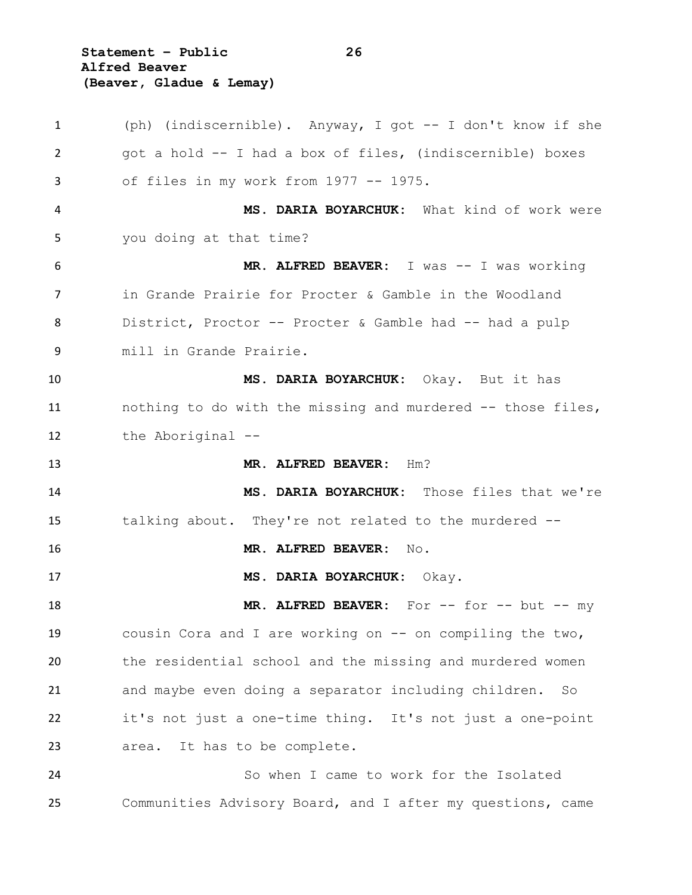(ph) (indiscernible). Anyway, I got -- I don't know if she got a hold -- I had a box of files, (indiscernible) boxes of files in my work from 1977 -- 1975.

**MS. DARIA BOYARCHUK:** What kind of work were you doing at that time?

**MR. ALFRED BEAVER:** I was -- I was working in Grande Prairie for Procter & Gamble in the Woodland District, Proctor -- Procter & Gamble had -- had a pulp mill in Grande Prairie.

**MS. DARIA BOYARCHUK:** Okay. But it has nothing to do with the missing and murdered -- those files, the Aboriginal --

**MR. ALFRED BEAVER:** Hm?

**MS. DARIA BOYARCHUK:** Those files that we're talking about. They're not related to the murdered --

**MR. ALFRED BEAVER:** No.

**MS. DARIA BOYARCHUK:** Okay.

**MR. ALFRED BEAVER:** For -- for -- but -- my cousin Cora and I are working on -- on compiling the two, the residential school and the missing and murdered women and maybe even doing a separator including children. So it's not just a one-time thing. It's not just a one-point area. It has to be complete.

So when I came to work for the Isolated Communities Advisory Board, and I after my questions, came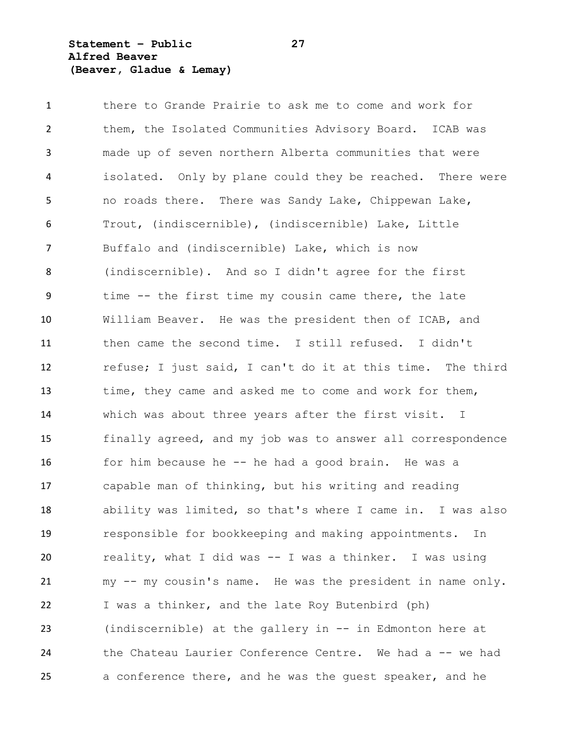there to Grande Prairie to ask me to come and work for them, the Isolated Communities Advisory Board. ICAB was made up of seven northern Alberta communities that were isolated. Only by plane could they be reached. There were no roads there. There was Sandy Lake, Chippewan Lake, Trout, (indiscernible), (indiscernible) Lake, Little Buffalo and (indiscernible) Lake, which is now (indiscernible). And so I didn't agree for the first time -- the first time my cousin came there, the late William Beaver. He was the president then of ICAB, and then came the second time. I still refused. I didn't refuse; I just said, I can't do it at this time. The third time, they came and asked me to come and work for them, which was about three years after the first visit. I finally agreed, and my job was to answer all correspondence for him because he -- he had a good brain. He was a capable man of thinking, but his writing and reading ability was limited, so that's where I came in. I was also responsible for bookkeeping and making appointments. In reality, what I did was -- I was a thinker. I was using my -- my cousin's name. He was the president in name only. I was a thinker, and the late Roy Butenbird (ph) (indiscernible) at the gallery in -- in Edmonton here at the Chateau Laurier Conference Centre. We had a -- we had a conference there, and he was the guest speaker, and he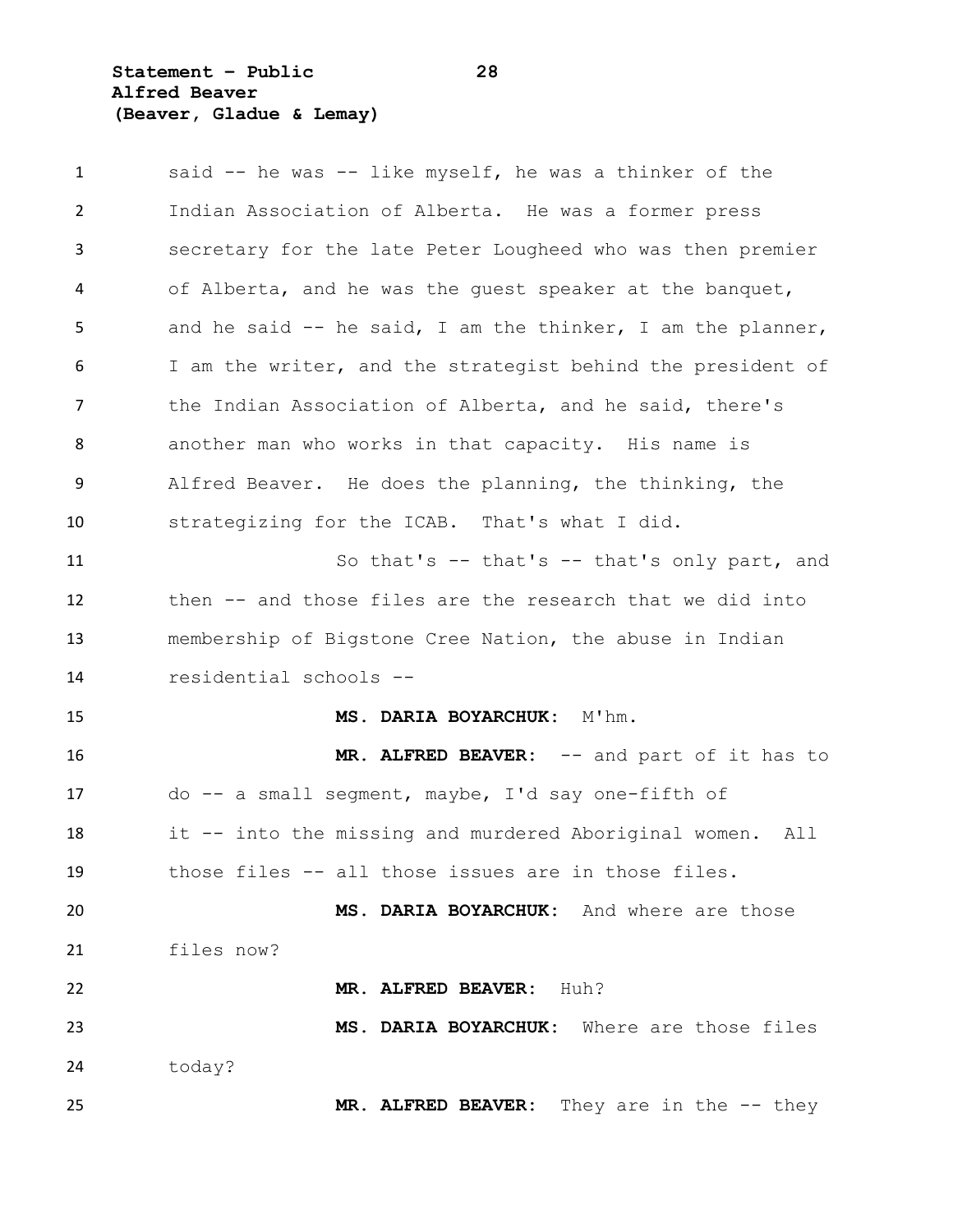said -- he was -- like myself, he was a thinker of the Indian Association of Alberta. He was a former press secretary for the late Peter Lougheed who was then premier of Alberta, and he was the guest speaker at the banquet, and he said -- he said, I am the thinker, I am the planner, I am the writer, and the strategist behind the president of the Indian Association of Alberta, and he said, there's another man who works in that capacity. His name is Alfred Beaver. He does the planning, the thinking, the strategizing for the ICAB. That's what I did.

So that's -- that's -- that's only part, and then -- and those files are the research that we did into membership of Bigstone Cree Nation, the abuse in Indian residential schools --

**MS. DARIA BOYARCHUK:** M'hm.

**MR. ALFRED BEAVER:** -- and part of it has to do -- a small segment, maybe, I'd say one-fifth of it -- into the missing and murdered Aboriginal women. All those files -- all those issues are in those files.

**MS. DARIA BOYARCHUK:** And where are those files now?

**MR. ALFRED BEAVER:** Huh?

**MS. DARIA BOYARCHUK:** Where are those files today?

**MR. ALFRED BEAVER:** They are in the -- they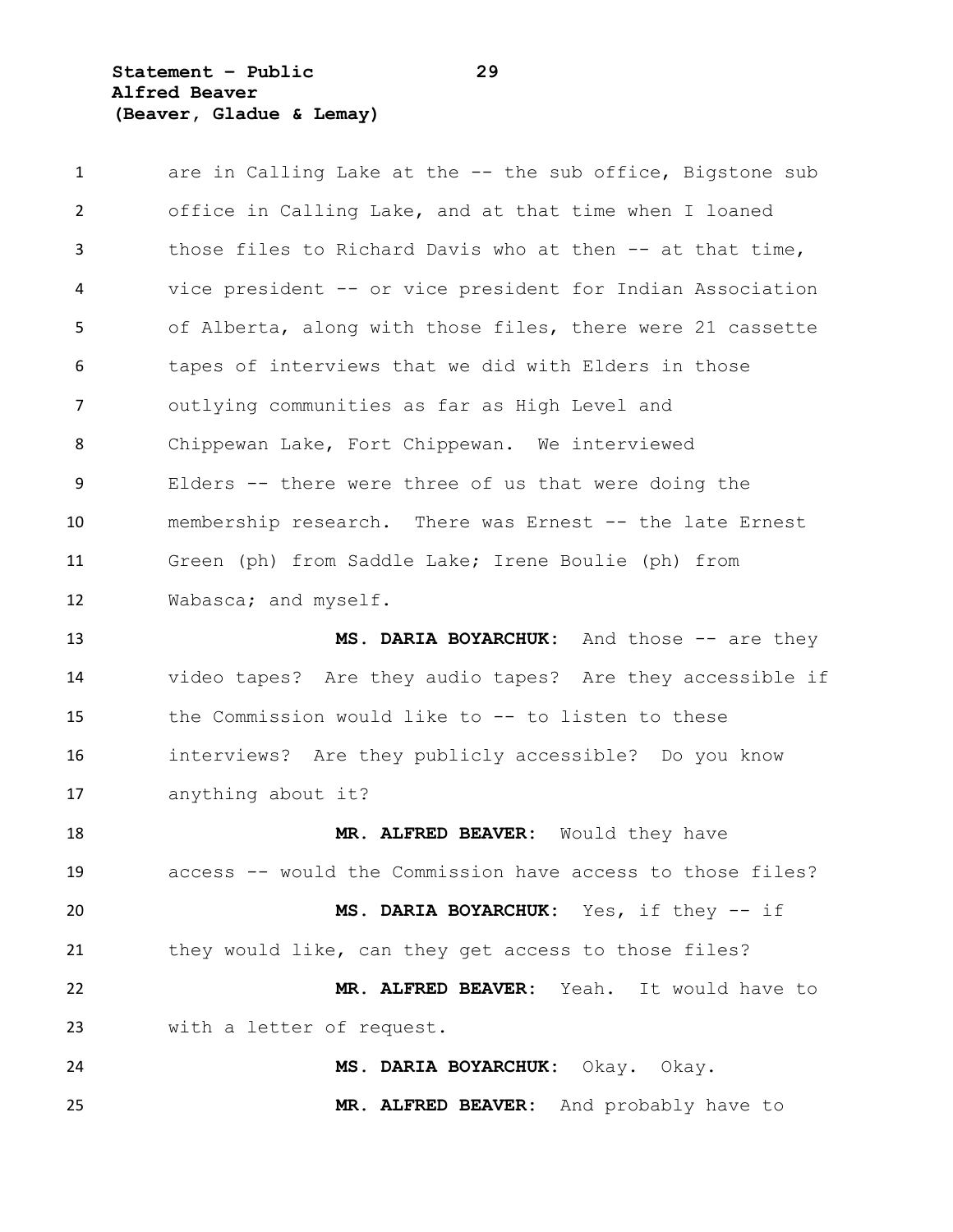are in Calling Lake at the -- the sub office, Bigstone sub office in Calling Lake, and at that time when I loaned those files to Richard Davis who at then -- at that time, vice president -- or vice president for Indian Association of Alberta, along with those files, there were 21 cassette tapes of interviews that we did with Elders in those outlying communities as far as High Level and Chippewan Lake, Fort Chippewan. We interviewed Elders -- there were three of us that were doing the membership research. There was Ernest -- the late Ernest Green (ph) from Saddle Lake; Irene Boulie (ph) from Wabasca; and myself.

**MS. DARIA BOYARCHUK:** And those -- are they video tapes? Are they audio tapes? Are they accessible if the Commission would like to -- to listen to these interviews? Are they publicly accessible? Do you know anything about it?

**MR. ALFRED BEAVER:** Would they have access -- would the Commission have access to those files?

**MS. DARIA BOYARCHUK:** Yes, if they -- if they would like, can they get access to those files?

**MR. ALFRED BEAVER:** Yeah. It would have to with a letter of request.

**MS. DARIA BOYARCHUK:** Okay. Okay.

**MR. ALFRED BEAVER:** And probably have to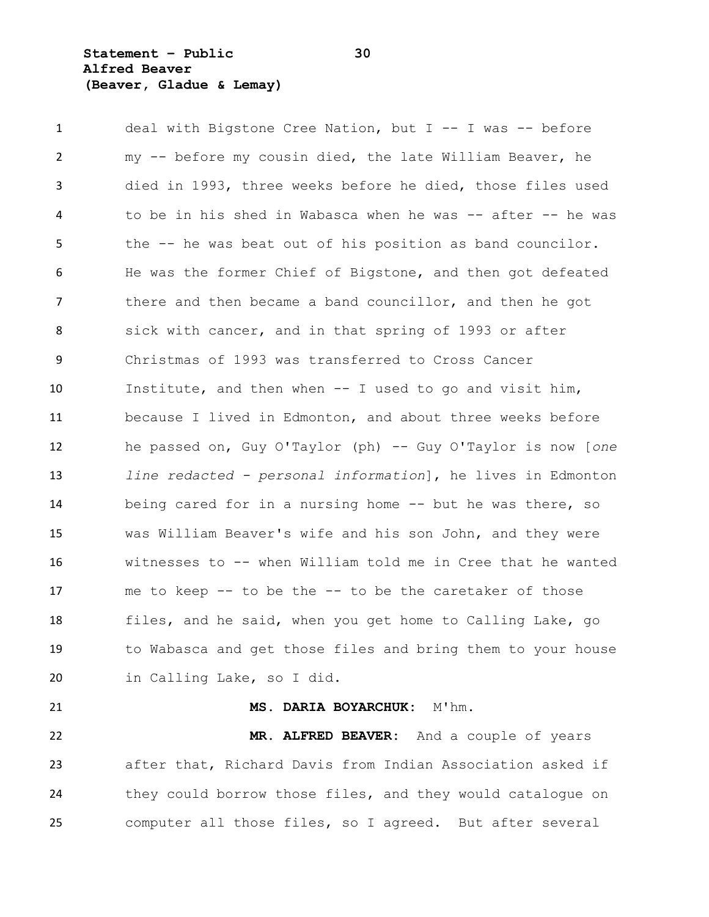deal with Bigstone Cree Nation, but I -- I was -- before my -- before my cousin died, the late William Beaver, he died in 1993, three weeks before he died, those files used to be in his shed in Wabasca when he was -- after -- he was the -- he was beat out of his position as band councilor. He was the former Chief of Bigstone, and then got defeated there and then became a band councillor, and then he got sick with cancer, and in that spring of 1993 or after Christmas of 1993 was transferred to Cross Cancer Institute, and then when -- I used to go and visit him, because I lived in Edmonton, and about three weeks before he passed on, Guy O'Taylor (ph) -- Guy O'Taylor is now [*one line redacted - personal information*], he lives in Edmonton being cared for in a nursing home -- but he was there, so was William Beaver's wife and his son John, and they were witnesses to -- when William told me in Cree that he wanted me to keep -- to be the -- to be the caretaker of those files, and he said, when you get home to Calling Lake, go to Wabasca and get those files and bring them to your house in Calling Lake, so I did.

**MS. DARIA BOYARCHUK:** M'hm.

**MR. ALFRED BEAVER:** And a couple of years after that, Richard Davis from Indian Association asked if they could borrow those files, and they would catalogue on computer all those files, so I agreed. But after several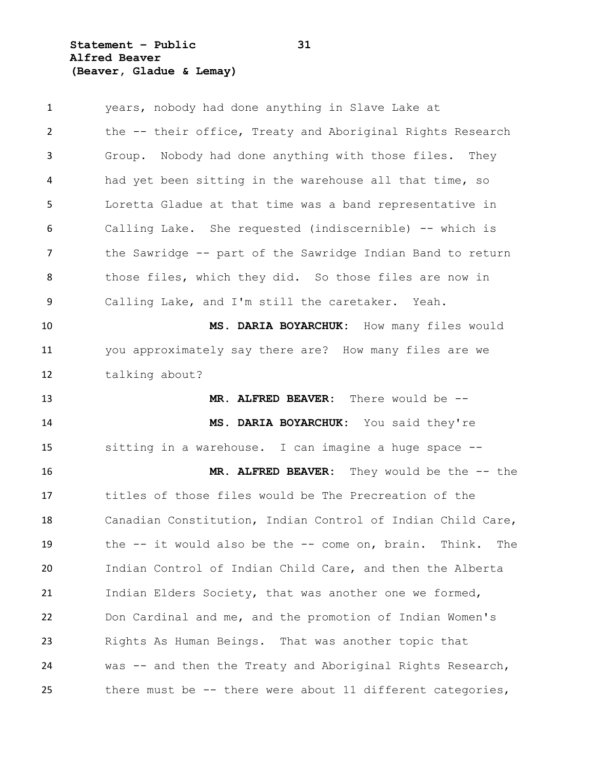years, nobody had done anything in Slave Lake at the -- their office, Treaty and Aboriginal Rights Research Group. Nobody had done anything with those files. They had yet been sitting in the warehouse all that time, so Loretta Gladue at that time was a band representative in Calling Lake. She requested (indiscernible) -- which is the Sawridge -- part of the Sawridge Indian Band to return those files, which they did. So those files are now in Calling Lake, and I'm still the caretaker. Yeah.

**MS. DARIA BOYARCHUK:** How many files would you approximately say there are? How many files are we talking about?

**MR. ALFRED BEAVER:** There would be --

**MS. DARIA BOYARCHUK:** You said they're sitting in a warehouse. I can imagine a huge space --

**MR. ALFRED BEAVER:** They would be the -- the titles of those files would be The Precreation of the Canadian Constitution, Indian Control of Indian Child Care, the -- it would also be the -- come on, brain. Think. The Indian Control of Indian Child Care, and then the Alberta Indian Elders Society, that was another one we formed, Don Cardinal and me, and the promotion of Indian Women's Rights As Human Beings. That was another topic that was -- and then the Treaty and Aboriginal Rights Research, there must be -- there were about 11 different categories,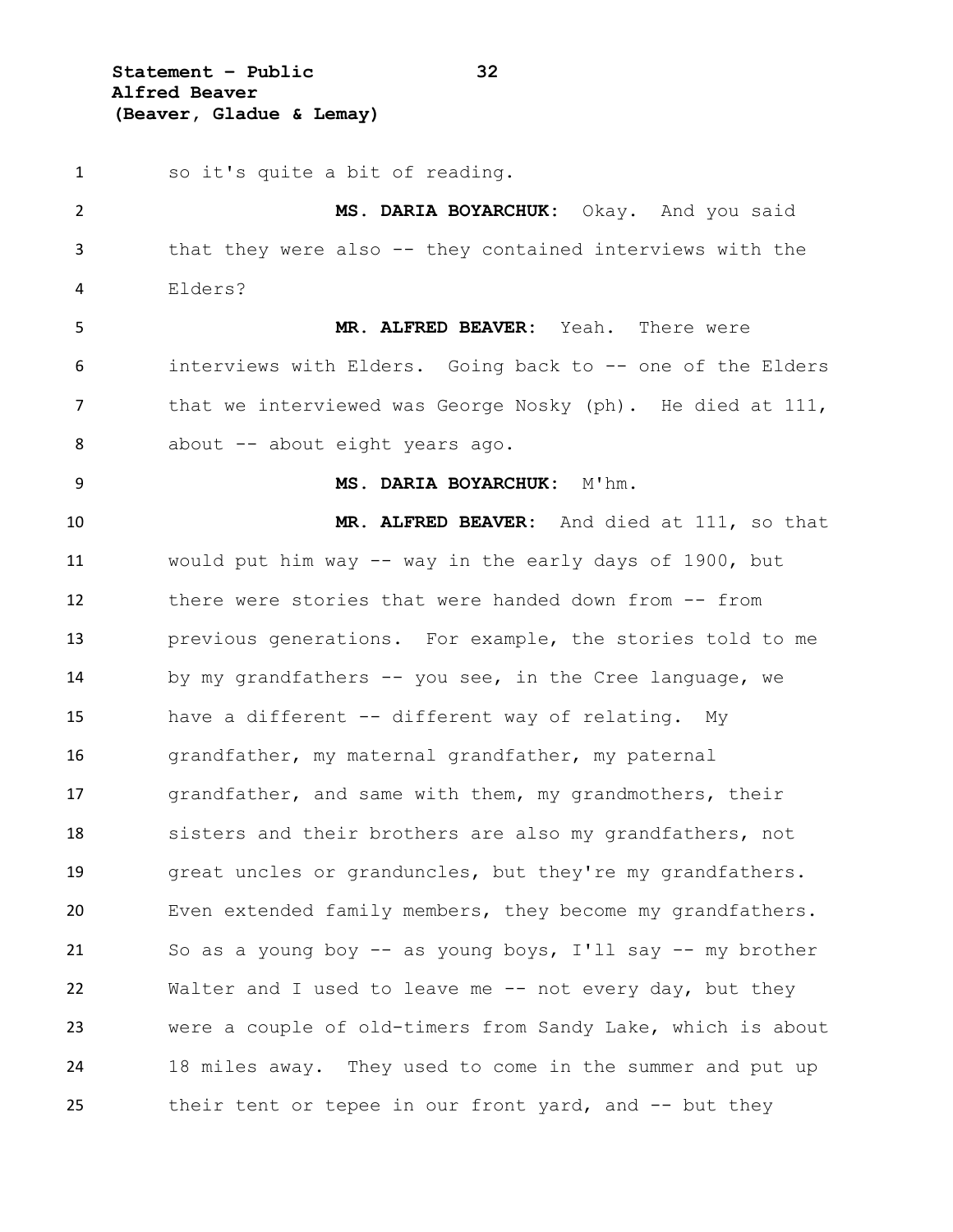so it's quite a bit of reading.

**MS. DARIA BOYARCHUK:** Okay. And you said that they were also -- they contained interviews with the Elders?

**MR. ALFRED BEAVER:** Yeah. There were interviews with Elders. Going back to -- one of the Elders that we interviewed was George Nosky (ph). He died at 111, about -- about eight years ago.

**MS. DARIA BOYARCHUK:** M'hm.

**MR. ALFRED BEAVER:** And died at 111, so that would put him way -- way in the early days of 1900, but there were stories that were handed down from -- from previous generations. For example, the stories told to me by my grandfathers -- you see, in the Cree language, we have a different -- different way of relating. My grandfather, my maternal grandfather, my paternal grandfather, and same with them, my grandmothers, their sisters and their brothers are also my grandfathers, not great uncles or granduncles, but they're my grandfathers. Even extended family members, they become my grandfathers. So as a young boy -- as young boys, I'll say -- my brother Walter and I used to leave me -- not every day, but they were a couple of old-timers from Sandy Lake, which is about 18 miles away. They used to come in the summer and put up their tent or tepee in our front yard, and -- but they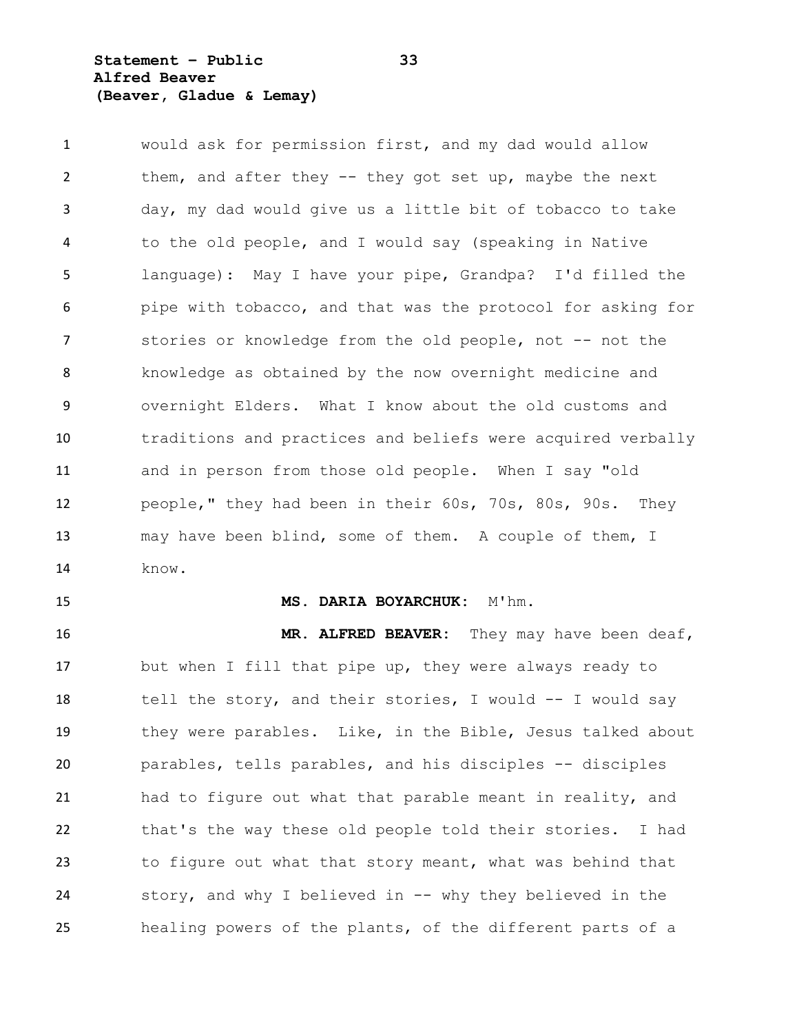would ask for permission first, and my dad would allow them, and after they -- they got set up, maybe the next day, my dad would give us a little bit of tobacco to take to the old people, and I would say (speaking in Native language): May I have your pipe, Grandpa? I'd filled the pipe with tobacco, and that was the protocol for asking for stories or knowledge from the old people, not -- not the knowledge as obtained by the now overnight medicine and overnight Elders. What I know about the old customs and traditions and practices and beliefs were acquired verbally and in person from those old people. When I say "old people," they had been in their 60s, 70s, 80s, 90s. They may have been blind, some of them. A couple of them, I know.

**MS. DARIA BOYARCHUK:** M'hm.

**MR. ALFRED BEAVER:** They may have been deaf, but when I fill that pipe up, they were always ready to tell the story, and their stories, I would -- I would say they were parables. Like, in the Bible, Jesus talked about parables, tells parables, and his disciples -- disciples had to figure out what that parable meant in reality, and that's the way these old people told their stories. I had to figure out what that story meant, what was behind that story, and why I believed in -- why they believed in the healing powers of the plants, of the different parts of a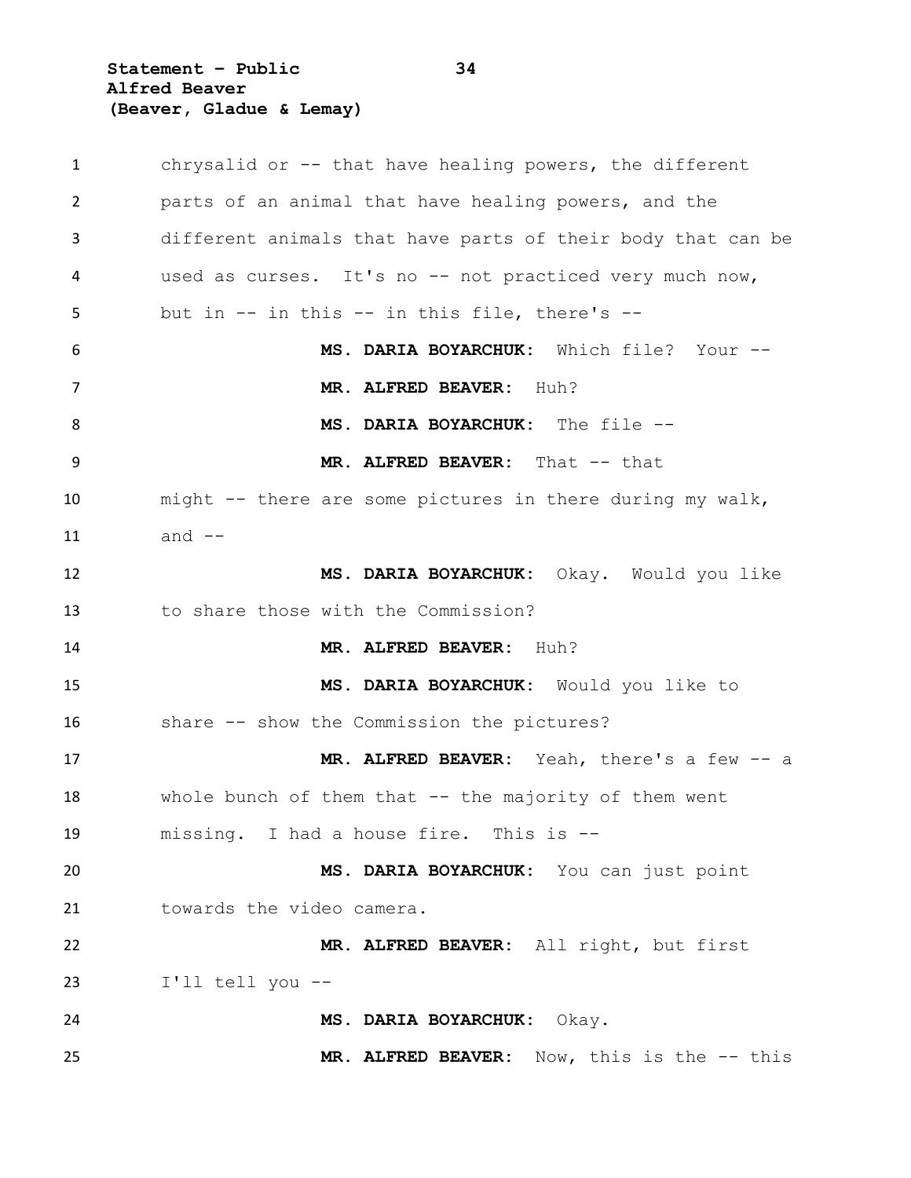chrysalid or -- that have healing powers, the different parts of an animal that have healing powers, and the different animals that have parts of their body that can be used as curses. It's no -- not practiced very much now, but in -- in this -- in this file, there's --

**MS. DARIA BOYARCHUK:** Which file? Your --

**MR. ALFRED BEAVER:** Huh?

**MS. DARIA BOYARCHUK:** The file --

**MR. ALFRED BEAVER:** That -- that might -- there are some pictures in there during my walk, and --

**MS. DARIA BOYARCHUK:** Okay. Would you like to share those with the Commission?

**MR. ALFRED BEAVER:** Huh?

**MS. DARIA BOYARCHUK:** Would you like to share -- show the Commission the pictures?

**MR. ALFRED BEAVER:** Yeah, there's a few -- a whole bunch of them that -- the majority of them went missing. I had a house fire. This is --

**MS. DARIA BOYARCHUK:** You can just point towards the video camera.

**MR. ALFRED BEAVER:** All right, but first I'll tell you --

**MS. DARIA BOYARCHUK:** Okay.

**MR. ALFRED BEAVER:** Now, this is the -- this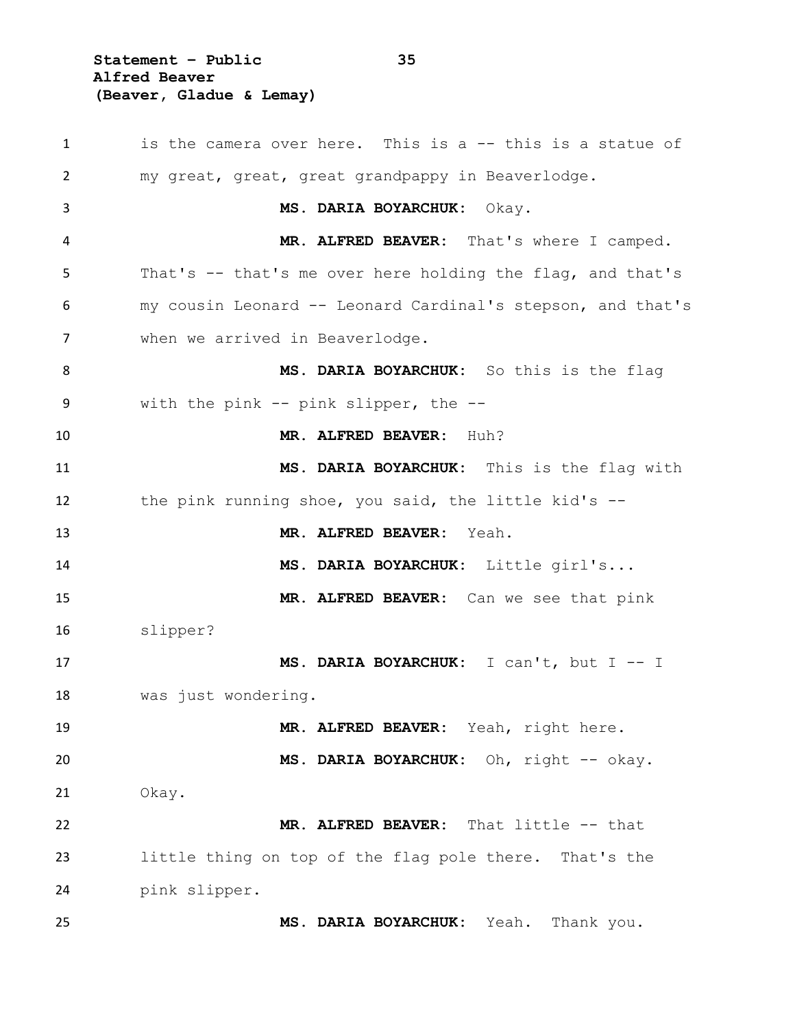is the camera over here. This is a -- this is a statue of my great, great, great grandpappy in Beaverlodge.

**MS. DARIA BOYARCHUK:** Okay.

**MR. ALFRED BEAVER:** That's where I camped. That's -- that's me over here holding the flag, and that's my cousin Leonard -- Leonard Cardinal's stepson, and that's when we arrived in Beaverlodge.

**MS. DARIA BOYARCHUK:** So this is the flag with the pink -- pink slipper, the --

**MR. ALFRED BEAVER:** Huh?

**MS. DARIA BOYARCHUK:** This is the flag with the pink running shoe, you said, the little kid's --

**MR. ALFRED BEAVER:** Yeah.

**MS. DARIA BOYARCHUK:** Little girl's...

**MR. ALFRED BEAVER:** Can we see that pink slipper?

**MS. DARIA BOYARCHUK:** I can't, but I -- I was just wondering.

**MR. ALFRED BEAVER:** Yeah, right here.

**MS. DARIA BOYARCHUK:** Oh, right -- okay. Okay.

**MR. ALFRED BEAVER:** That little -- that little thing on top of the flag pole there. That's the pink slipper.

**MS. DARIA BOYARCHUK:** Yeah. Thank you.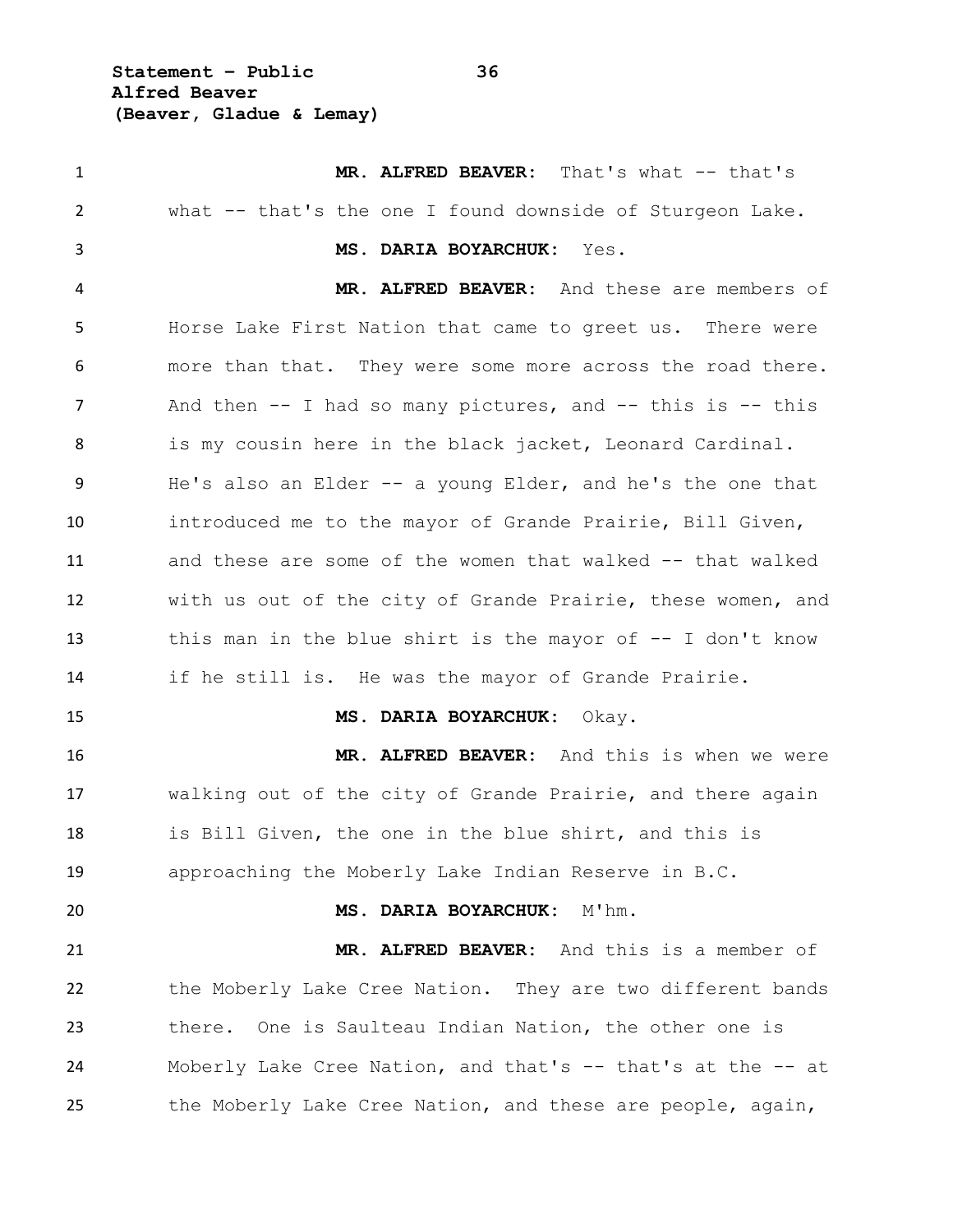**MR. ALFRED BEAVER:** That's what -- that's what -- that's the one I found downside of Sturgeon Lake.

**MS. DARIA BOYARCHUK:** Yes.

**MR. ALFRED BEAVER:** And these are members of Horse Lake First Nation that came to greet us. There were more than that. They were some more across the road there. And then -- I had so many pictures, and -- this is -- this is my cousin here in the black jacket, Leonard Cardinal. He's also an Elder -- a young Elder, and he's the one that introduced me to the mayor of Grande Prairie, Bill Given, and these are some of the women that walked -- that walked with us out of the city of Grande Prairie, these women, and this man in the blue shirt is the mayor of -- I don't know if he still is. He was the mayor of Grande Prairie.

**MS. DARIA BOYARCHUK:** Okay.

**MR. ALFRED BEAVER:** And this is when we were walking out of the city of Grande Prairie, and there again is Bill Given, the one in the blue shirt, and this is approaching the Moberly Lake Indian Reserve in B.C.

**MS. DARIA BOYARCHUK:** M'hm.

**MR. ALFRED BEAVER:** And this is a member of the Moberly Lake Cree Nation. They are two different bands there. One is Saulteau Indian Nation, the other one is Moberly Lake Cree Nation, and that's -- that's at the -- at the Moberly Lake Cree Nation, and these are people, again,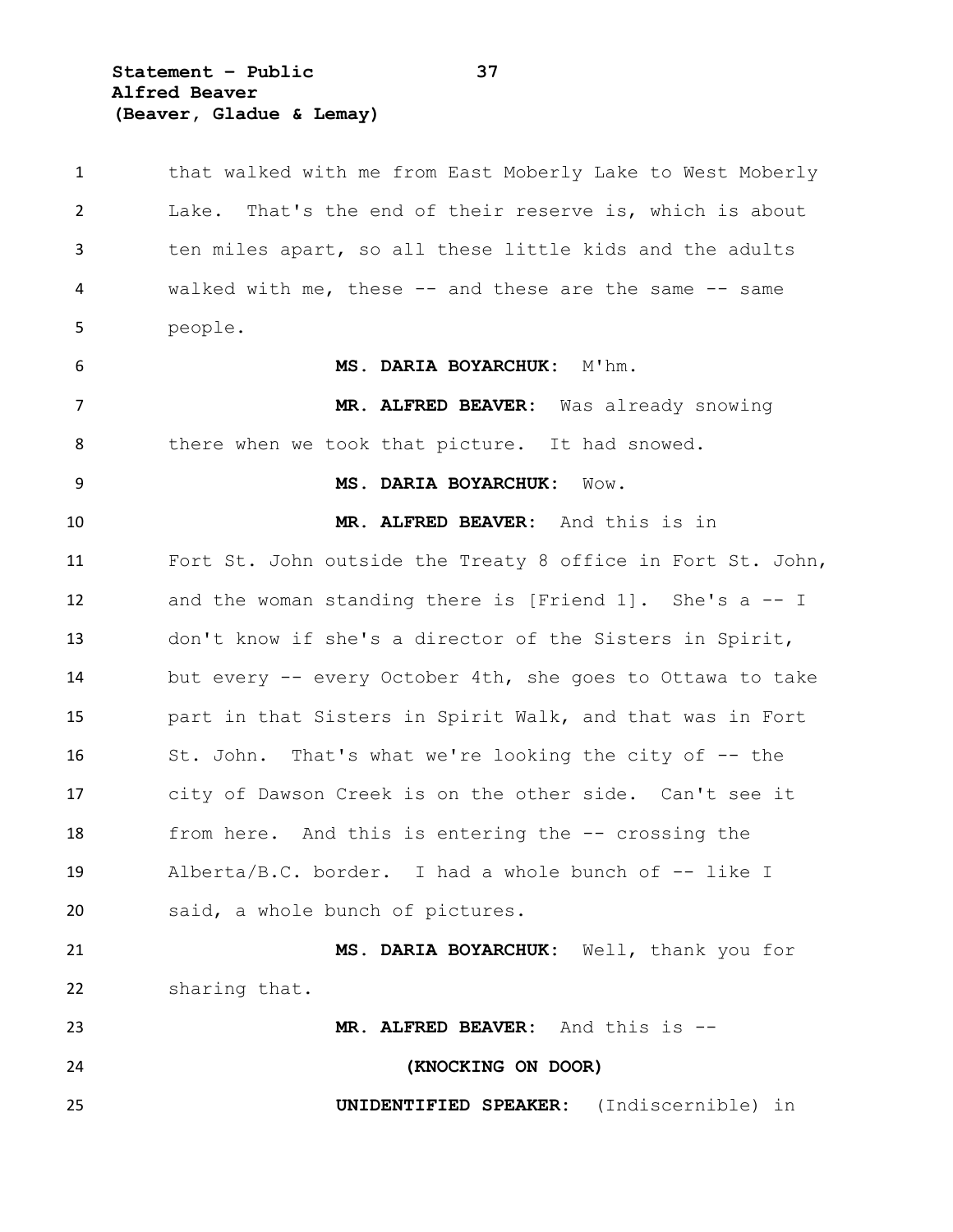that walked with me from East Moberly Lake to West Moberly Lake. That's the end of their reserve is, which is about ten miles apart, so all these little kids and the adults walked with me, these -- and these are the same -- same people.

**MS. DARIA BOYARCHUK:** M'hm.

**MR. ALFRED BEAVER:** Was already snowing there when we took that picture. It had snowed.

**MS. DARIA BOYARCHUK:** Wow.

**MR. ALFRED BEAVER:** And this is in Fort St. John outside the Treaty 8 office in Fort St. John, and the woman standing there is [Friend 1]. She's a -- I don't know if she's a director of the Sisters in Spirit, but every -- every October 4th, she goes to Ottawa to take part in that Sisters in Spirit Walk, and that was in Fort St. John. That's what we're looking the city of -- the city of Dawson Creek is on the other side. Can't see it from here. And this is entering the -- crossing the Alberta/B.C. border. I had a whole bunch of -- like I said, a whole bunch of pictures.

**MS. DARIA BOYARCHUK:** Well, thank you for sharing that.

**MR. ALFRED BEAVER:** And this is --

**(KNOCKING ON DOOR)**

**UNIDENTIFIED SPEAKER:** (Indiscernible) in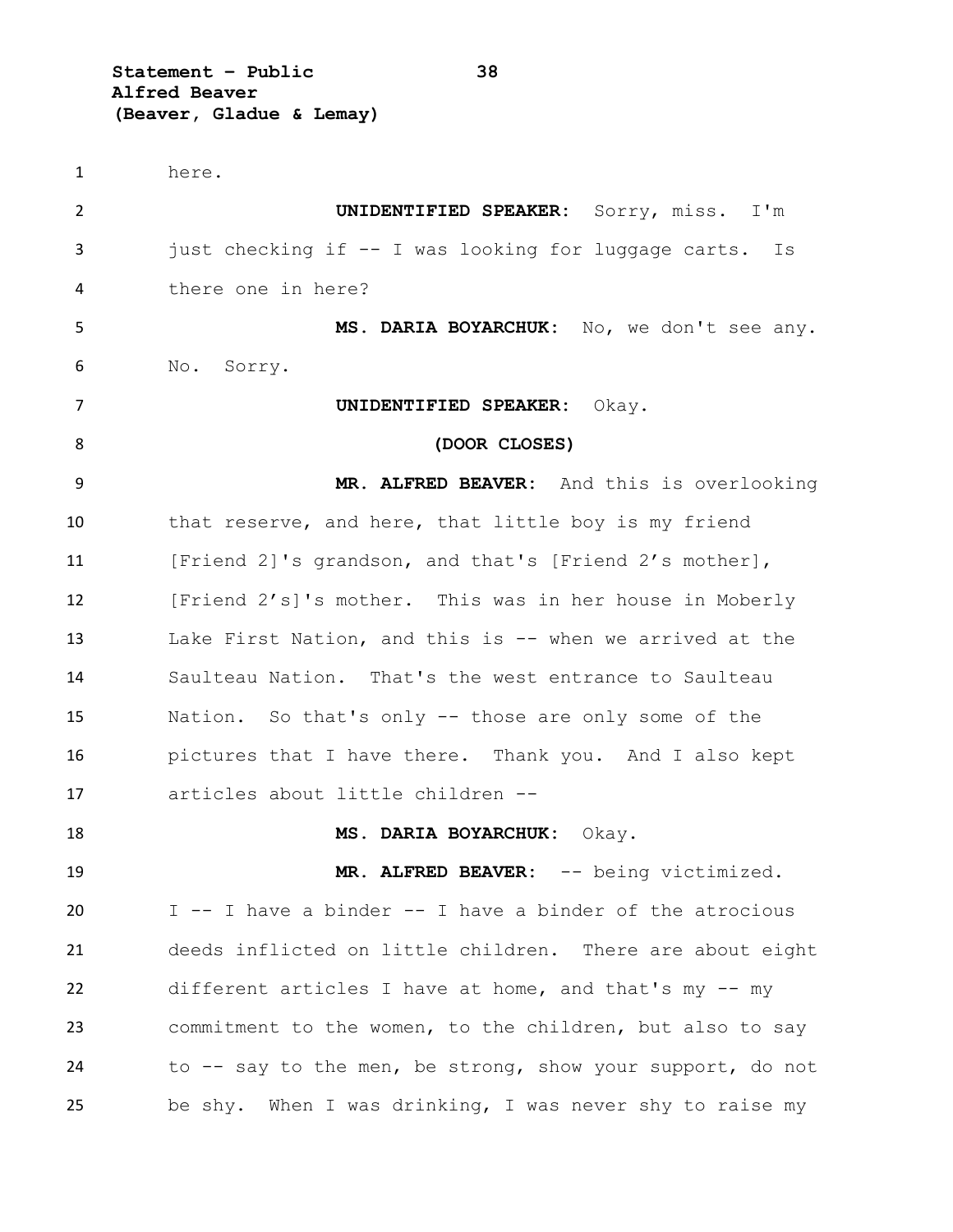here.

**UNIDENTIFIED SPEAKER:** Sorry, miss. I'm just checking if -- I was looking for luggage carts. Is there one in here?

**MS. DARIA BOYARCHUK:** No, we don't see any. No. Sorry.

**UNIDENTIFIED SPEAKER:** Okay.

**(DOOR CLOSES)**

**MR. ALFRED BEAVER:** And this is overlooking that reserve, and here, that little boy is my friend [Friend 2]'s grandson, and that's [Friend 2's mother], [Friend 2's]'s mother. This was in her house in Moberly Lake First Nation, and this is -- when we arrived at the Saulteau Nation. That's the west entrance to Saulteau Nation. So that's only -- those are only some of the pictures that I have there. Thank you. And I also kept articles about little children --

**MS. DARIA BOYARCHUK:** Okay.

**MR. ALFRED BEAVER:** -- being victimized. I -- I have a binder -- I have a binder of the atrocious deeds inflicted on little children. There are about eight different articles I have at home, and that's my -- my commitment to the women, to the children, but also to say to -- say to the men, be strong, show your support, do not be shy. When I was drinking, I was never shy to raise my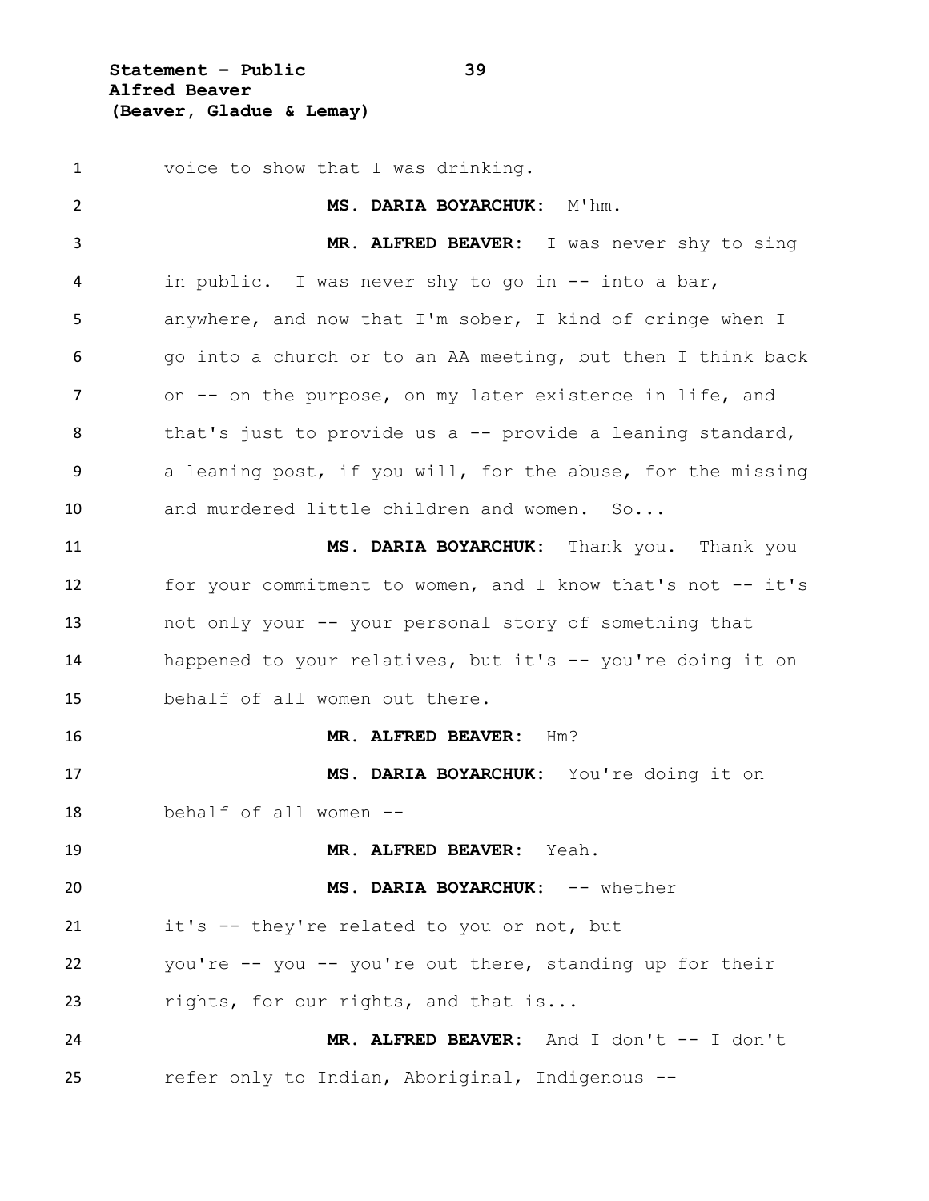voice to show that I was drinking.

**MS. DARIA BOYARCHUK:** M'hm.

**MR. ALFRED BEAVER:** I was never shy to sing in public. I was never shy to go in -- into a bar, anywhere, and now that I'm sober, I kind of cringe when I go into a church or to an AA meeting, but then I think back on -- on the purpose, on my later existence in life, and that's just to provide us a -- provide a leaning standard, a leaning post, if you will, for the abuse, for the missing and murdered little children and women. So...

**MS. DARIA BOYARCHUK:** Thank you. Thank you for your commitment to women, and I know that's not -- it's not only your -- your personal story of something that happened to your relatives, but it's -- you're doing it on behalf of all women out there.

**MR. ALFRED BEAVER:** Hm?

**MS. DARIA BOYARCHUK:** You're doing it on behalf of all women --

**MR. ALFRED BEAVER:** Yeah.

**MS. DARIA BOYARCHUK:** -- whether it's -- they're related to you or not, but you're -- you -- you're out there, standing up for their rights, for our rights, and that is...

**MR. ALFRED BEAVER:** And I don't -- I don't refer only to Indian, Aboriginal, Indigenous --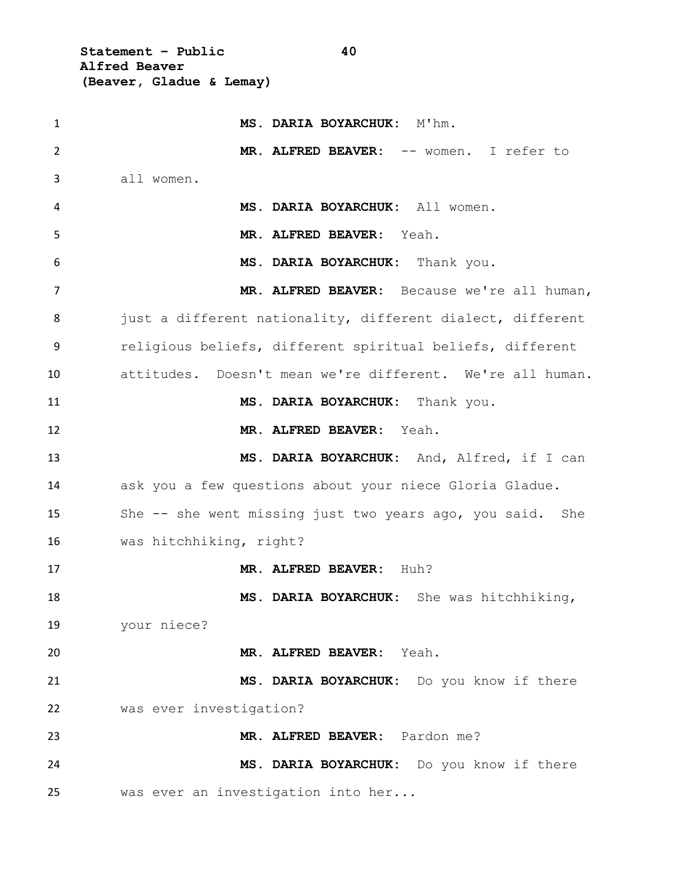**MS. DARIA BOYARCHUK:** M'hm.

**MR. ALFRED BEAVER:** -- women. I refer to all women.

**MS. DARIA BOYARCHUK:** All women.

**MR. ALFRED BEAVER:** Yeah.

**MS. DARIA BOYARCHUK:** Thank you.

**MR. ALFRED BEAVER:** Because we're all human, just a different nationality, different dialect, different religious beliefs, different spiritual beliefs, different attitudes. Doesn't mean we're different. We're all human.

**MS. DARIA BOYARCHUK:** Thank you.

**MR. ALFRED BEAVER:** Yeah.

**MS. DARIA BOYARCHUK:** And, Alfred, if I can ask you a few questions about your niece Gloria Gladue. She -- she went missing just two years ago, you said. She was hitchhiking, right?

**MR. ALFRED BEAVER:** Huh?

**MS. DARIA BOYARCHUK:** She was hitchhiking, your niece?

**MR. ALFRED BEAVER:** Yeah.

**MS. DARIA BOYARCHUK:** Do you know if there was ever investigation?

**MR. ALFRED BEAVER:** Pardon me?

**MS. DARIA BOYARCHUK:** Do you know if there was ever an investigation into her...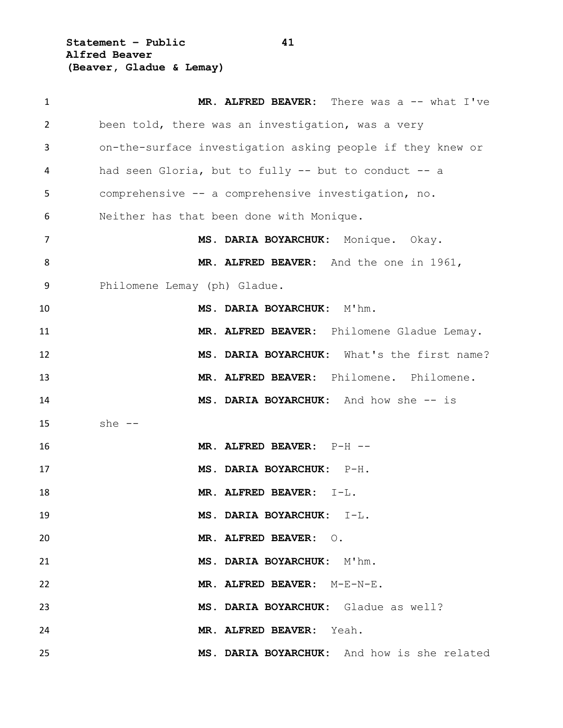**MR. ALFRED BEAVER:** There was a -- what I've been told, there was an investigation, was a very on-the-surface investigation asking people if they knew or had seen Gloria, but to fully -- but to conduct -- a comprehensive -- a comprehensive investigation, no. Neither has that been done with Monique.

**MS. DARIA BOYARCHUK:** Monique. Okay.

**MR. ALFRED BEAVER:** And the one in 1961, Philomene Lemay (ph) Gladue.

**MS. DARIA BOYARCHUK:** M'hm.

**MR. ALFRED BEAVER:** Philomene Gladue Lemay.

**MS. DARIA BOYARCHUK:** What's the first name?

**MR. ALFRED BEAVER:** Philomene. Philomene.

**MS. DARIA BOYARCHUK:** And how she -- is she --

**MR. ALFRED BEAVER:** P-H --

**MS. DARIA BOYARCHUK:** P-H.

**MR. ALFRED BEAVER:** I-L.

**MS. DARIA BOYARCHUK:** I-L.

**MR. ALFRED BEAVER:** O.

**MS. DARIA BOYARCHUK:** M'hm.

**MR. ALFRED BEAVER:** M-E-N-E.

**MS. DARIA BOYARCHUK:** Gladue as well?

**MR. ALFRED BEAVER:** Yeah.

**MS. DARIA BOYARCHUK:** And how is she related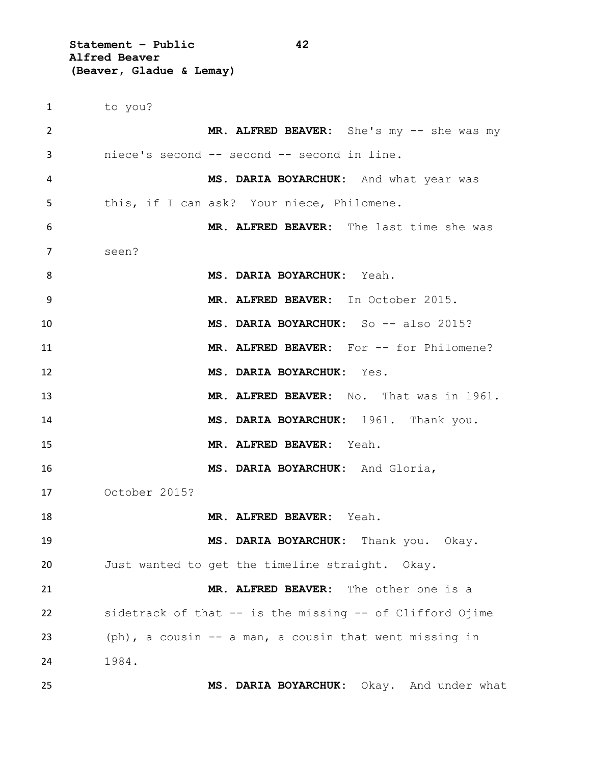to you?

**MR. ALFRED BEAVER:** She's my -- she was my niece's second -- second -- second in line.

**MS. DARIA BOYARCHUK:** And what year was this, if I can ask? Your niece, Philomene.

**MR. ALFRED BEAVER:** The last time she was seen?

**MS. DARIA BOYARCHUK:** Yeah.

**MR. ALFRED BEAVER:** In October 2015.

**MS. DARIA BOYARCHUK:** So -- also 2015?

**MR. ALFRED BEAVER:** For -- for Philomene?

**MS. DARIA BOYARCHUK:** Yes.

**MR. ALFRED BEAVER:** No. That was in 1961.

**MS. DARIA BOYARCHUK:** 1961. Thank you.

**MR. ALFRED BEAVER:** Yeah.

**MS. DARIA BOYARCHUK:** And Gloria, October 2015?

**MR. ALFRED BEAVER:** Yeah.

**MS. DARIA BOYARCHUK:** Thank you. Okay. Just wanted to get the timeline straight. Okay.

**MR. ALFRED BEAVER:** The other one is a sidetrack of that -- is the missing -- of Clifford Ojime (ph), a cousin -- a man, a cousin that went missing in 1984.

**MS. DARIA BOYARCHUK:** Okay. And under what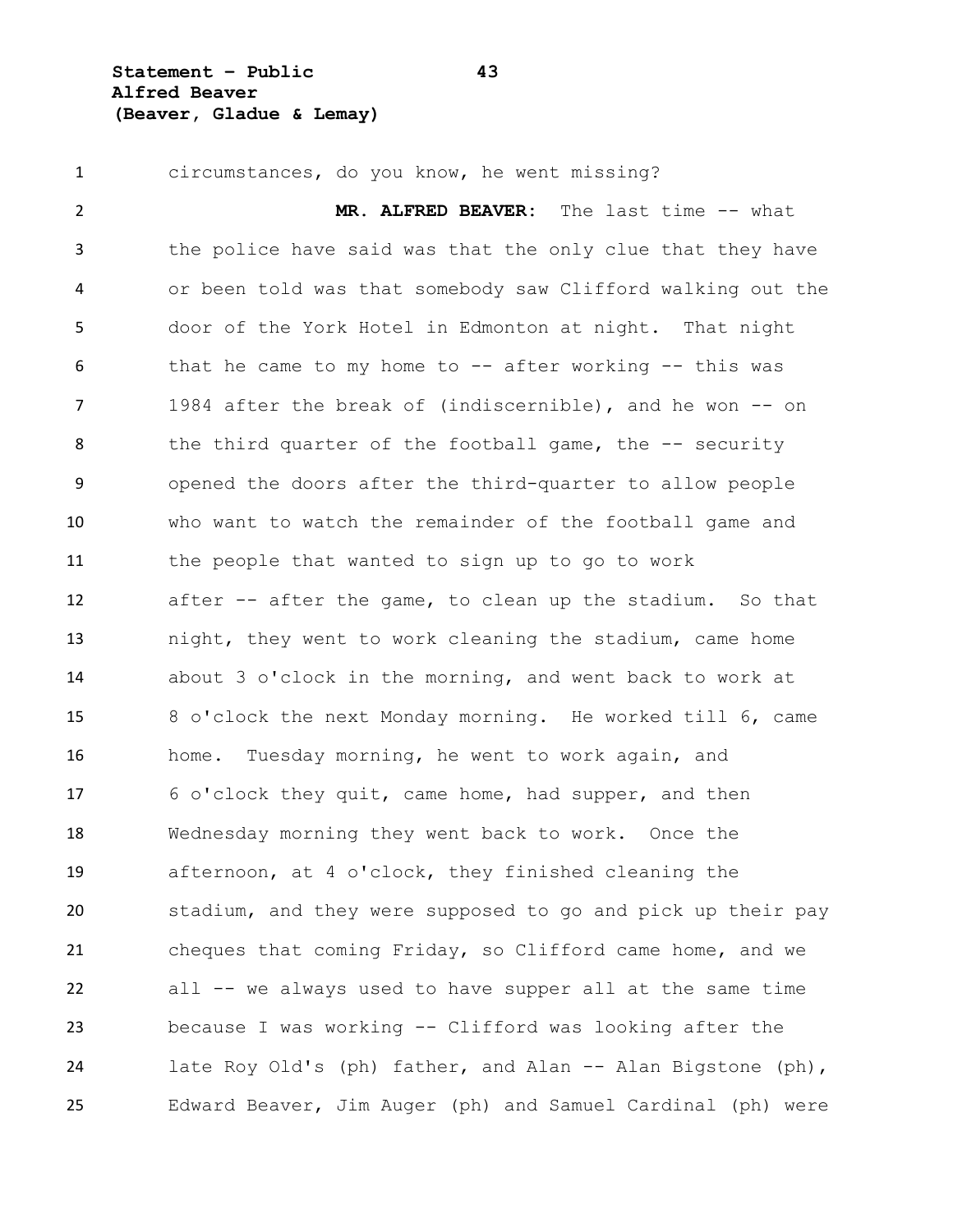circumstances, do you know, he went missing?

**MR. ALFRED BEAVER:** The last time -- what the police have said was that the only clue that they have or been told was that somebody saw Clifford walking out the door of the York Hotel in Edmonton at night. That night that he came to my home to -- after working -- this was 1984 after the break of (indiscernible), and he won -- on the third quarter of the football game, the -- security opened the doors after the third-quarter to allow people who want to watch the remainder of the football game and the people that wanted to sign up to go to work after -- after the game, to clean up the stadium. So that night, they went to work cleaning the stadium, came home about 3 o'clock in the morning, and went back to work at 8 o'clock the next Monday morning. He worked till 6, came home. Tuesday morning, he went to work again, and 6 o'clock they quit, came home, had supper, and then Wednesday morning they went back to work. Once the afternoon, at 4 o'clock, they finished cleaning the stadium, and they were supposed to go and pick up their pay cheques that coming Friday, so Clifford came home, and we all -- we always used to have supper all at the same time because I was working -- Clifford was looking after the late Roy Old's (ph) father, and Alan -- Alan Bigstone (ph), Edward Beaver, Jim Auger (ph) and Samuel Cardinal (ph) were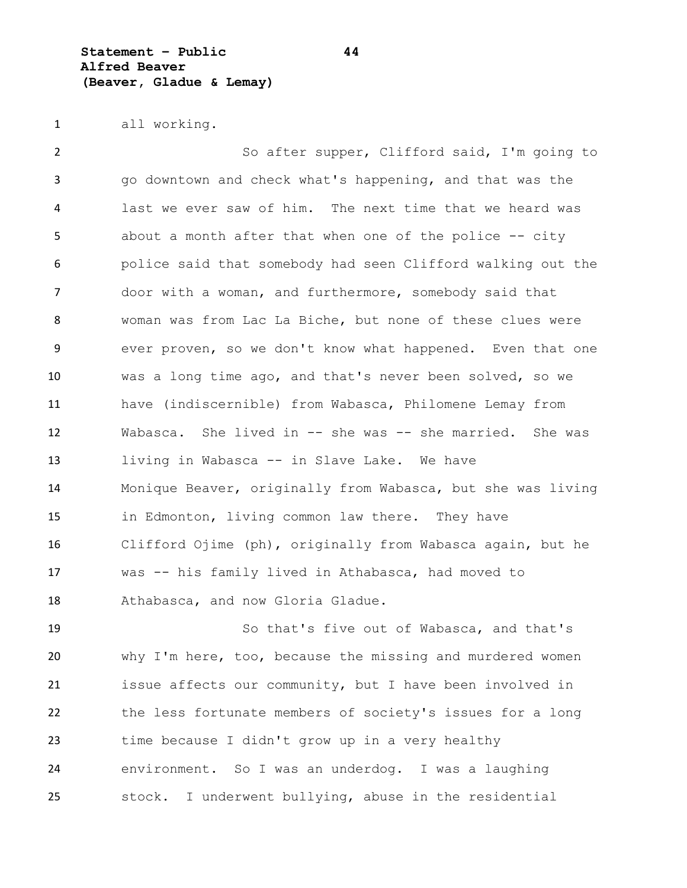all working.

So after supper, Clifford said, I'm going to go downtown and check what's happening, and that was the last we ever saw of him. The next time that we heard was about a month after that when one of the police -- city police said that somebody had seen Clifford walking out the door with a woman, and furthermore, somebody said that woman was from Lac La Biche, but none of these clues were ever proven, so we don't know what happened. Even that one was a long time ago, and that's never been solved, so we have (indiscernible) from Wabasca, Philomene Lemay from Wabasca. She lived in -- she was -- she married. She was living in Wabasca -- in Slave Lake. We have Monique Beaver, originally from Wabasca, but she was living in Edmonton, living common law there. They have Clifford Ojime (ph), originally from Wabasca again, but he was -- his family lived in Athabasca, had moved to Athabasca, and now Gloria Gladue.

So that's five out of Wabasca, and that's why I'm here, too, because the missing and murdered women issue affects our community, but I have been involved in the less fortunate members of society's issues for a long time because I didn't grow up in a very healthy environment. So I was an underdog. I was a laughing stock. I underwent bullying, abuse in the residential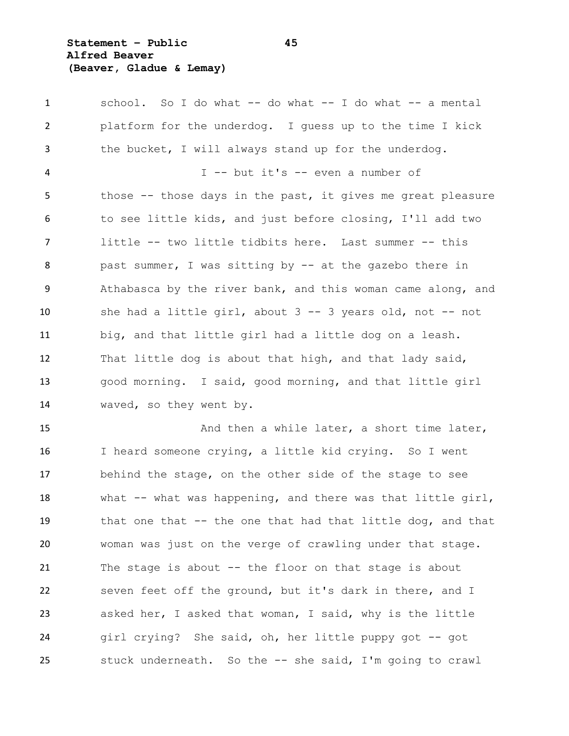school. So I do what -- do what -- I do what -- a mental platform for the underdog. I guess up to the time I kick the bucket, I will always stand up for the underdog.

I -- but it's -- even a number of those -- those days in the past, it gives me great pleasure to see little kids, and just before closing, I'll add two little -- two little tidbits here. Last summer -- this past summer, I was sitting by -- at the gazebo there in Athabasca by the river bank, and this woman came along, and she had a little girl, about 3 -- 3 years old, not -- not big, and that little girl had a little dog on a leash. That little dog is about that high, and that lady said, good morning. I said, good morning, and that little girl waved, so they went by.

And then a while later, a short time later, I heard someone crying, a little kid crying. So I went behind the stage, on the other side of the stage to see what -- what was happening, and there was that little girl, that one that -- the one that had that little dog, and that woman was just on the verge of crawling under that stage. The stage is about -- the floor on that stage is about seven feet off the ground, but it's dark in there, and I asked her, I asked that woman, I said, why is the little girl crying? She said, oh, her little puppy got -- got stuck underneath. So the -- she said, I'm going to crawl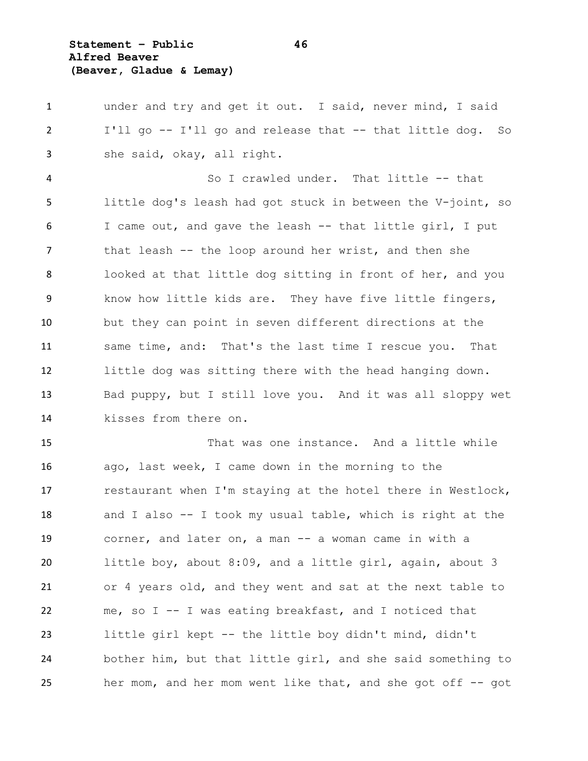under and try and get it out. I said, never mind, I said I'll go -- I'll go and release that -- that little dog. So she said, okay, all right.

So I crawled under. That little -- that little dog's leash had got stuck in between the V-joint, so I came out, and gave the leash -- that little girl, I put that leash -- the loop around her wrist, and then she looked at that little dog sitting in front of her, and you know how little kids are. They have five little fingers, but they can point in seven different directions at the same time, and: That's the last time I rescue you. That little dog was sitting there with the head hanging down. Bad puppy, but I still love you. And it was all sloppy wet kisses from there on.

That was one instance. And a little while ago, last week, I came down in the morning to the restaurant when I'm staying at the hotel there in Westlock, and I also -- I took my usual table, which is right at the corner, and later on, a man -- a woman came in with a little boy, about 8:09, and a little girl, again, about 3 or 4 years old, and they went and sat at the next table to me, so I -- I was eating breakfast, and I noticed that little girl kept -- the little boy didn't mind, didn't bother him, but that little girl, and she said something to her mom, and her mom went like that, and she got off -- got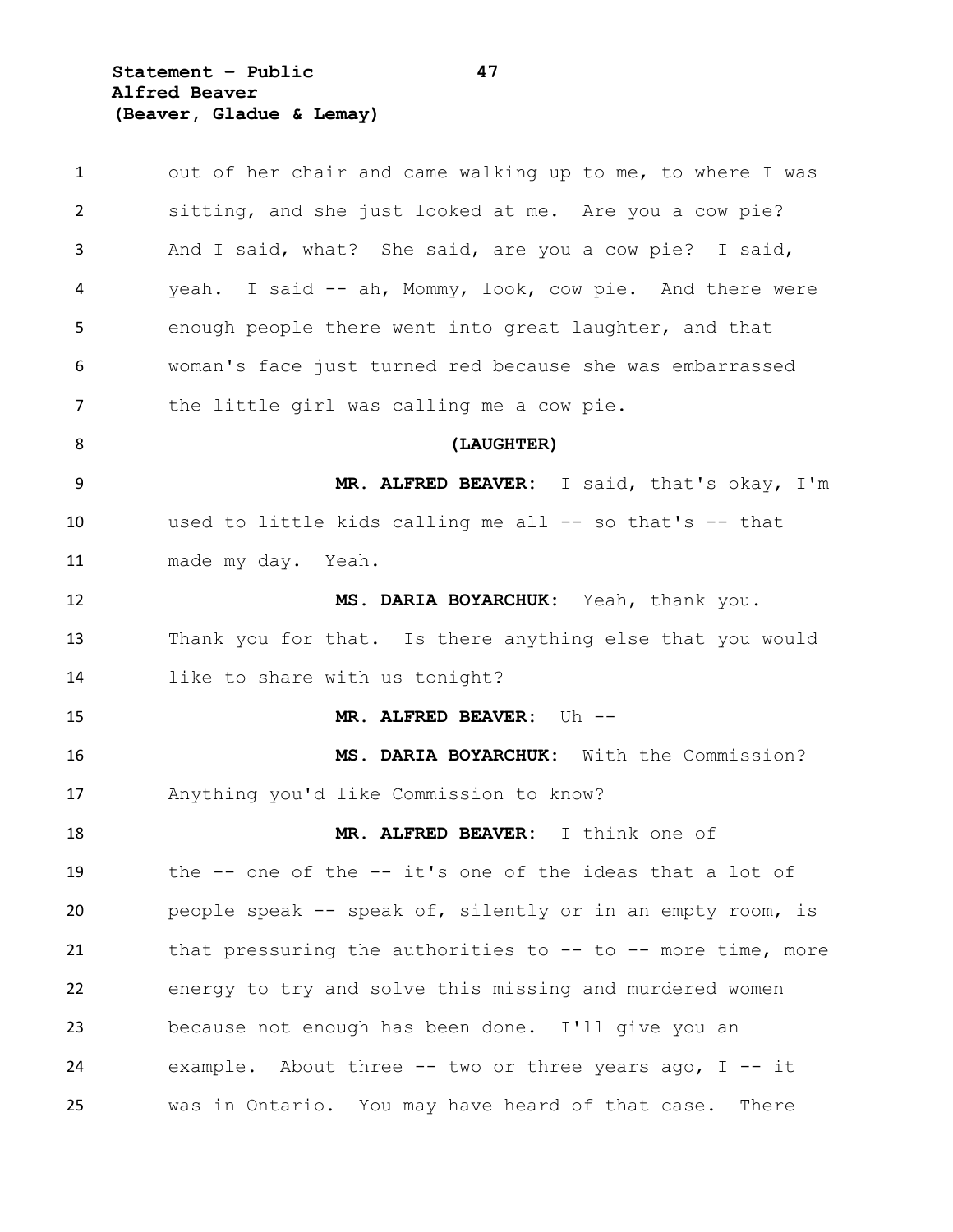out of her chair and came walking up to me, to where I was sitting, and she just looked at me. Are you a cow pie? And I said, what? She said, are you a cow pie? I said, yeah. I said -- ah, Mommy, look, cow pie. And there were enough people there went into great laughter, and that woman's face just turned red because she was embarrassed the little girl was calling me a cow pie.

**(LAUGHTER)**

**MR. ALFRED BEAVER:** I said, that's okay, I'm used to little kids calling me all -- so that's -- that made my day. Yeah.

**MS. DARIA BOYARCHUK:** Yeah, thank you. Thank you for that. Is there anything else that you would like to share with us tonight?

**MR. ALFRED BEAVER:** Uh --

**MS. DARIA BOYARCHUK:** With the Commission? Anything you'd like Commission to know?

**MR. ALFRED BEAVER:** I think one of the -- one of the -- it's one of the ideas that a lot of people speak -- speak of, silently or in an empty room, is that pressuring the authorities to -- to -- more time, more energy to try and solve this missing and murdered women because not enough has been done. I'll give you an example. About three -- two or three years ago, I -- it was in Ontario. You may have heard of that case. There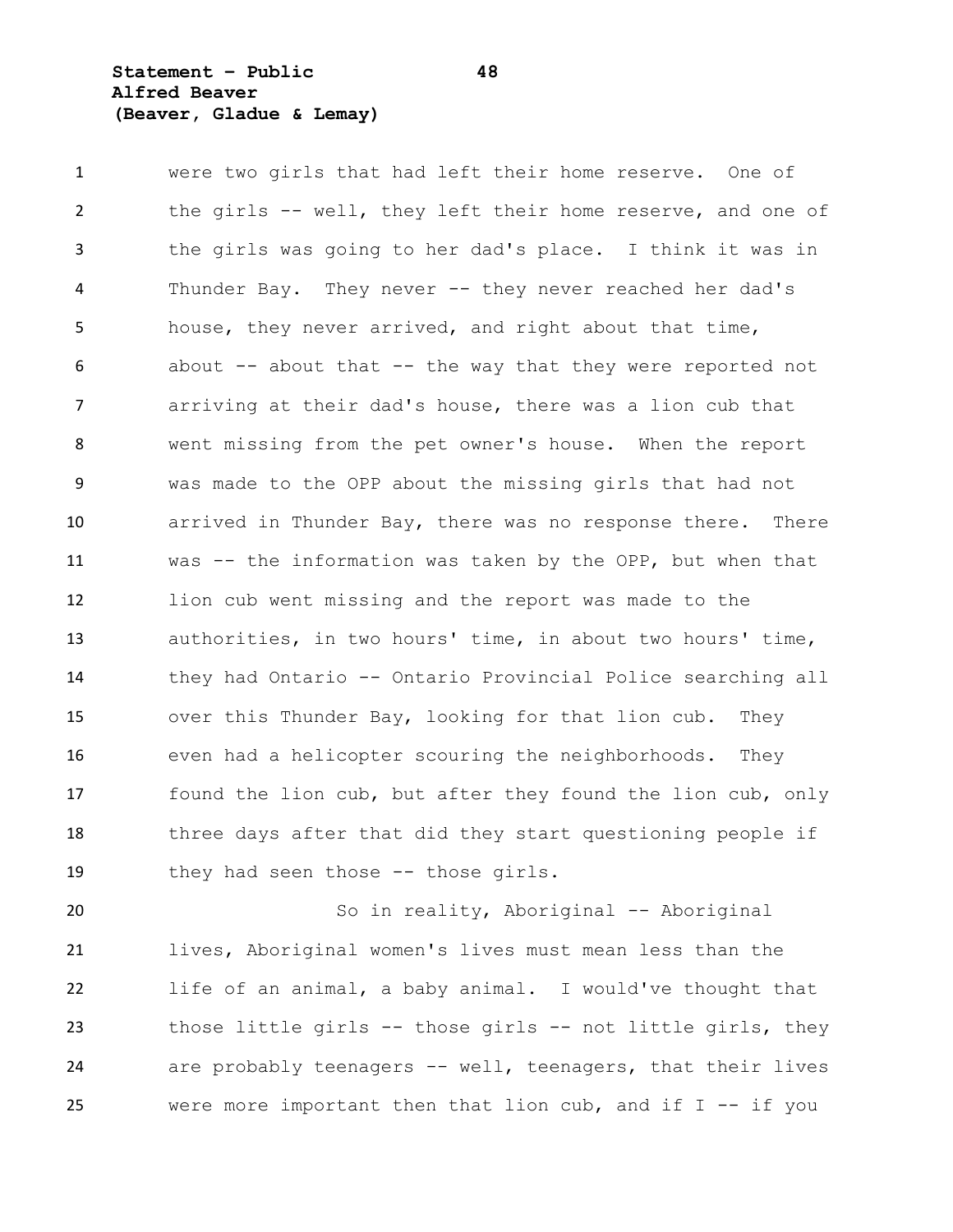were two girls that had left their home reserve. One of the girls -- well, they left their home reserve, and one of the girls was going to her dad's place. I think it was in Thunder Bay. They never -- they never reached her dad's house, they never arrived, and right about that time, about -- about that -- the way that they were reported not arriving at their dad's house, there was a lion cub that went missing from the pet owner's house. When the report was made to the OPP about the missing girls that had not arrived in Thunder Bay, there was no response there. There was -- the information was taken by the OPP, but when that lion cub went missing and the report was made to the authorities, in two hours' time, in about two hours' time, they had Ontario -- Ontario Provincial Police searching all over this Thunder Bay, looking for that lion cub. They even had a helicopter scouring the neighborhoods. They found the lion cub, but after they found the lion cub, only three days after that did they start questioning people if they had seen those -- those girls.

So in reality, Aboriginal -- Aboriginal lives, Aboriginal women's lives must mean less than the life of an animal, a baby animal. I would've thought that those little girls -- those girls -- not little girls, they are probably teenagers -- well, teenagers, that their lives were more important then that lion cub, and if I -- if you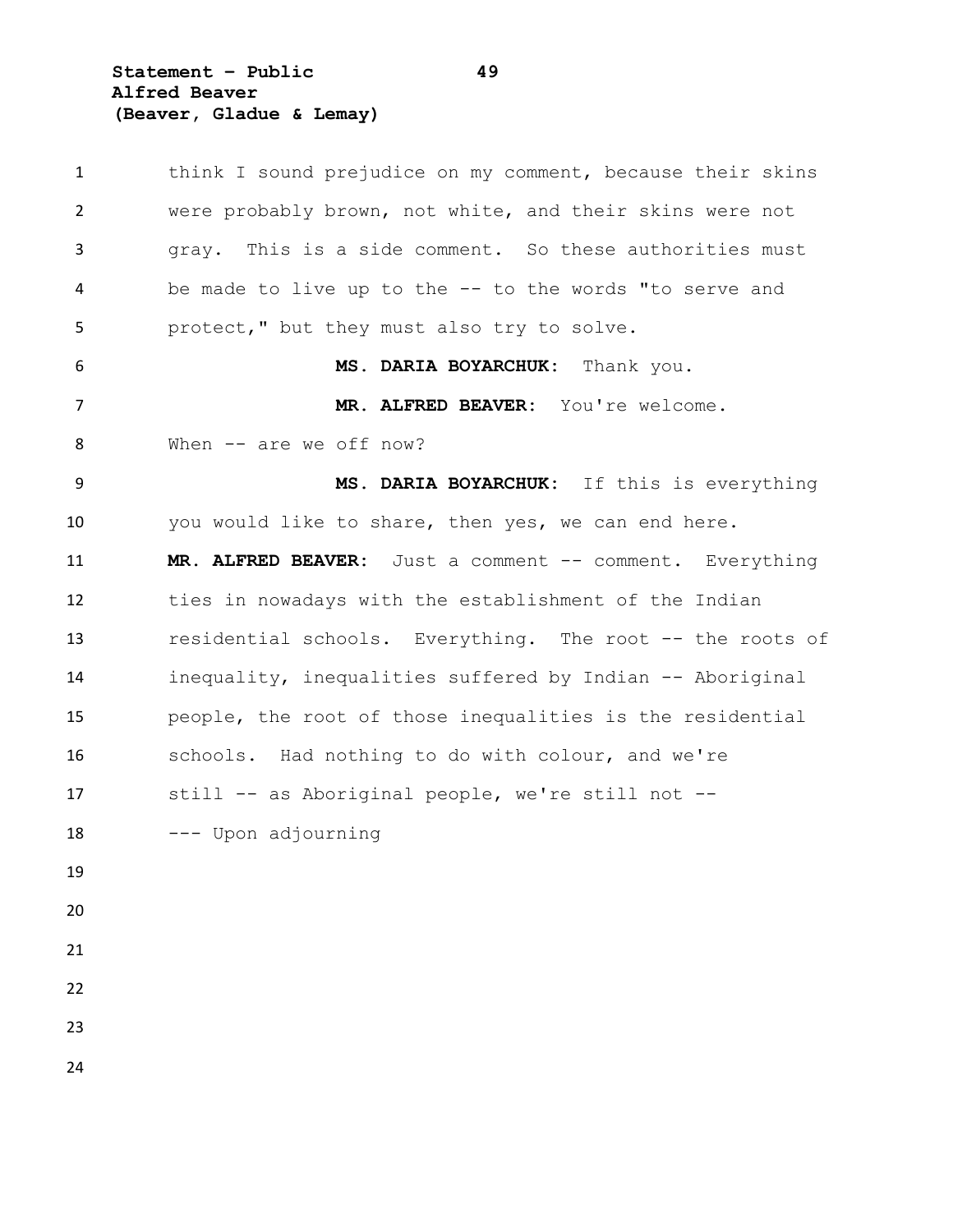think I sound prejudice on my comment, because their skins were probably brown, not white, and their skins were not gray. This is a side comment. So these authorities must be made to live up to the -- to the words "to serve and protect," but they must also try to solve.

**MS. DARIA BOYARCHUK:** Thank you.

**MR. ALFRED BEAVER:** You're welcome. When -- are we off now?

**MS. DARIA BOYARCHUK:** If this is everything you would like to share, then yes, we can end here.

**MR. ALFRED BEAVER:** Just a comment -- comment. Everything ties in nowadays with the establishment of the Indian residential schools. Everything. The root -- the roots of inequality, inequalities suffered by Indian -- Aboriginal people, the root of those inequalities is the residential schools. Had nothing to do with colour, and we're still -- as Aboriginal people, we're still not --

--- Upon adjourning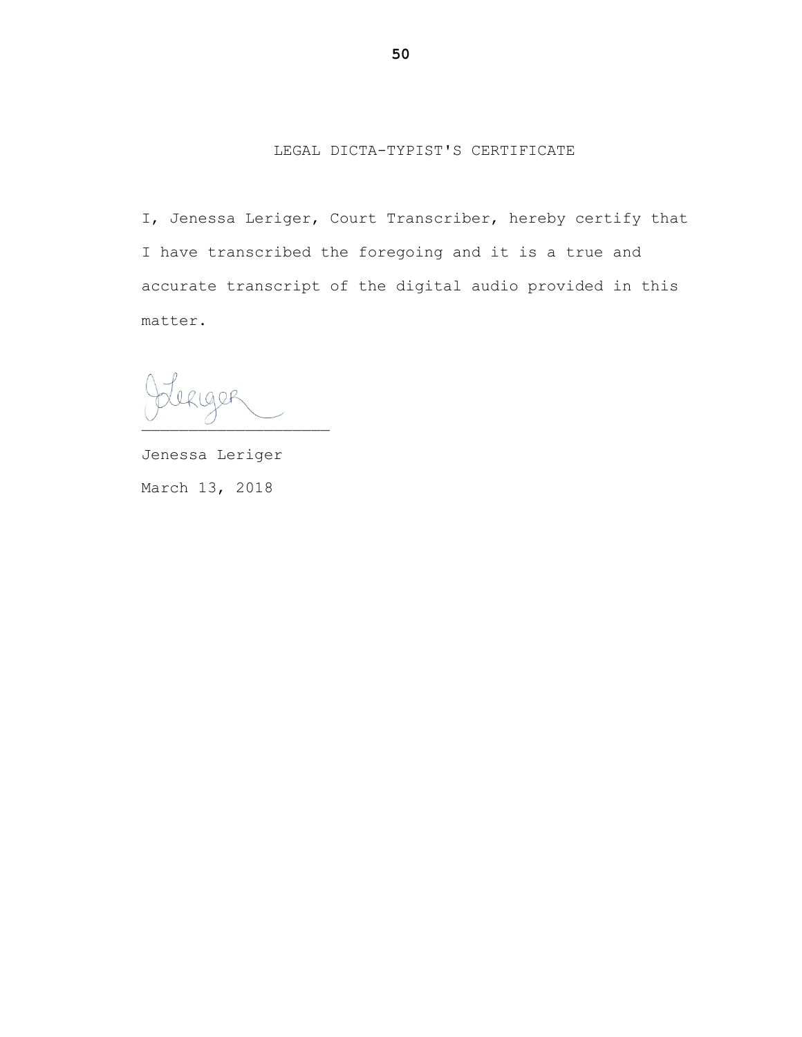# LEGAL DICTA-TYPIST'S CERTIFICATE

I, Jenessa Leriger, Court Transcriber, hereby certify that I have transcribed the foregoing and it is a true and accurate transcript of the digital audio provided in this matter.

___________________

Jenessa Leriger

March 13, 2018